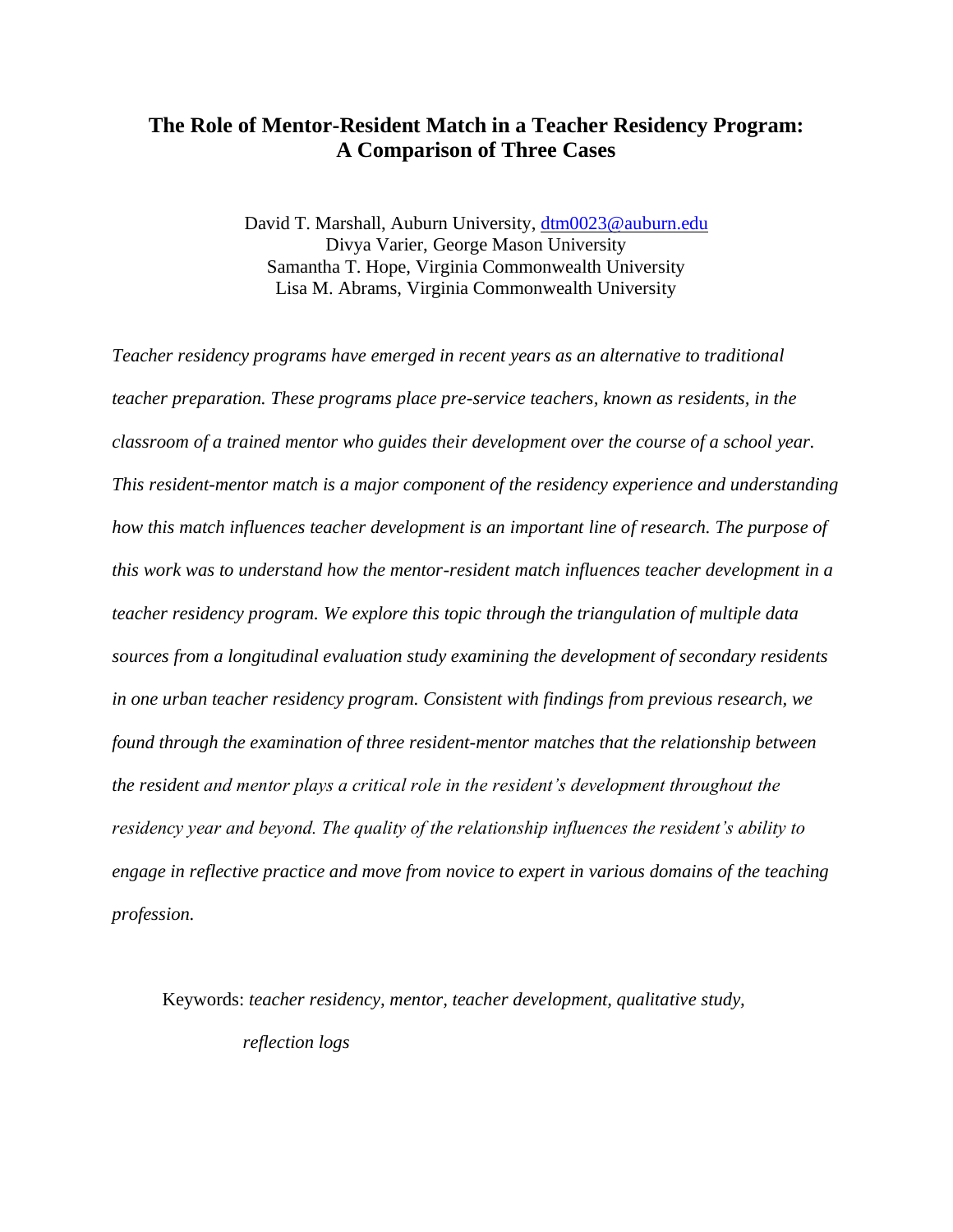# The Role of Mentor-Resident Match in a Teacher Residency Program: A Comparison of Three Cases

David T. Marshall, Auburn University, dtm0023@auburn.edu
Divya Varier, George Mason University
Samantha T. Hope, Virginia Commonwealth University
Lisa M. Abrams, Virginia Commonwealth University

*Teacher residency programs have emerged in recent years as an alternative to traditional teacher preparation. These programs place pre-service teachers, known as residents, in the classroom of a trained mentor who guides their development over the course of a school year. This resident-mentor match is a major component of the residency experience and understanding how this match influences teacher development is an important line of research. The purpose of this work was to understand how the mentor-resident match influences teacher development in a teacher residency program. We explore this topic through the triangulation of multiple data sources from a longitudinal evaluation study examining the development of secondary residents in one urban teacher residency program. Consistent with findings from previous research, we found through the examination of three resident-mentor matches that the relationship between the resident and mentor plays a critical role in the resident's development throughout the residency year and beyond. The quality of the relationship influences the resident's ability to engage in reflective practice and move from novice to expert in various domains of the teaching profession.*

Keywords: *teacher residency, mentor, teacher development, qualitative study, reflection logs*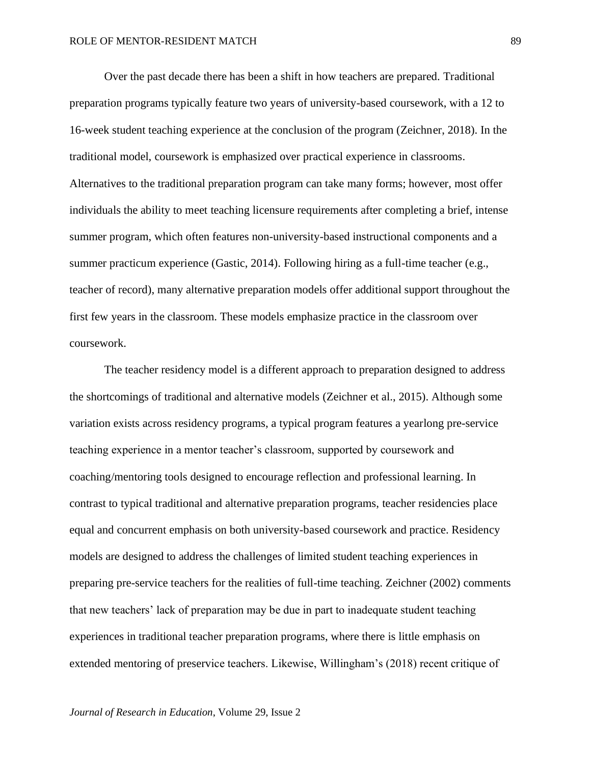Over the past decade there has been a shift in how teachers are prepared. Traditional preparation programs typically feature two years of university-based coursework, with a 12 to 16-week student teaching experience at the conclusion of the program (Zeichner, 2018). In the traditional model, coursework is emphasized over practical experience in classrooms. Alternatives to the traditional preparation program can take many forms; however, most offer individuals the ability to meet teaching licensure requirements after completing a brief, intense summer program, which often features non-university-based instructional components and a summer practicum experience (Gastic, 2014). Following hiring as a full-time teacher (e.g., teacher of record), many alternative preparation models offer additional support throughout the first few years in the classroom. These models emphasize practice in the classroom over coursework.

The teacher residency model is a different approach to preparation designed to address the shortcomings of traditional and alternative models (Zeichner et al., 2015). Although some variation exists across residency programs, a typical program features a yearlong pre-service teaching experience in a mentor teacher's classroom, supported by coursework and coaching/mentoring tools designed to encourage reflection and professional learning. In contrast to typical traditional and alternative preparation programs, teacher residencies place equal and concurrent emphasis on both university-based coursework and practice. Residency models are designed to address the challenges of limited student teaching experiences in preparing pre-service teachers for the realities of full-time teaching. Zeichner (2002) comments that new teachers' lack of preparation may be due in part to inadequate student teaching experiences in traditional teacher preparation programs, where there is little emphasis on extended mentoring of preservice teachers. Likewise, Willingham's (2018) recent critique of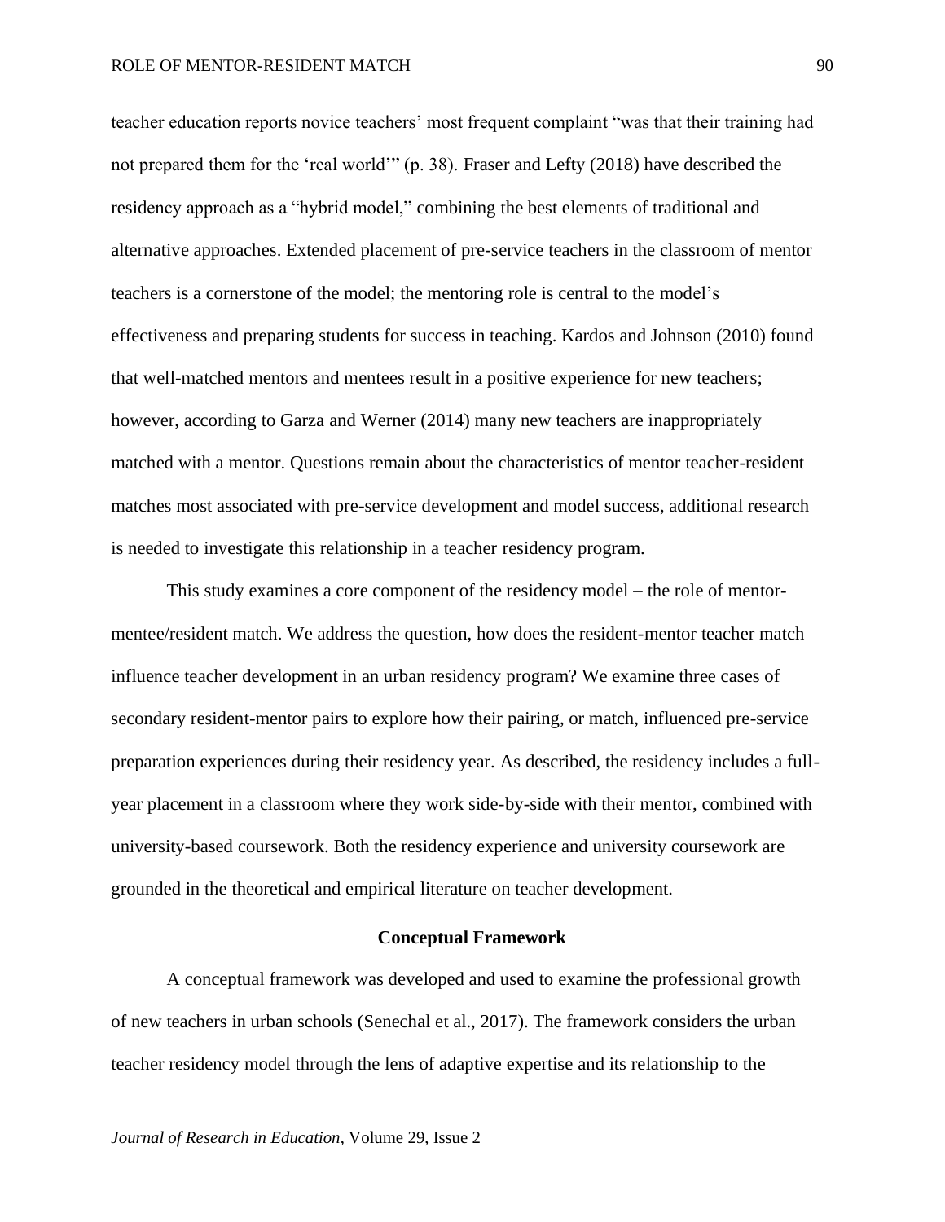teacher education reports novice teachers' most frequent complaint "was that their training had not prepared them for the 'real world'" (p. 38). Fraser and Lefty (2018) have described the residency approach as a "hybrid model," combining the best elements of traditional and alternative approaches. Extended placement of pre-service teachers in the classroom of mentor teachers is a cornerstone of the model; the mentoring role is central to the model's effectiveness and preparing students for success in teaching. Kardos and Johnson (2010) found that well-matched mentors and mentees result in a positive experience for new teachers; however, according to Garza and Werner (2014) many new teachers are inappropriately matched with a mentor. Questions remain about the characteristics of mentor teacher-resident matches most associated with pre-service development and model success, additional research is needed to investigate this relationship in a teacher residency program.

This study examines a core component of the residency model – the role of mentor-mentee/resident match. We address the question, how does the resident-mentor teacher match influence teacher development in an urban residency program? We examine three cases of secondary resident-mentor pairs to explore how their pairing, or match, influenced pre-service preparation experiences during their residency year. As described, the residency includes a full-year placement in a classroom where they work side-by-side with their mentor, combined with university-based coursework. Both the residency experience and university coursework are grounded in the theoretical and empirical literature on teacher development.

## Conceptual Framework

A conceptual framework was developed and used to examine the professional growth of new teachers in urban schools (Senechal et al., 2017). The framework considers the urban teacher residency model through the lens of adaptive expertise and its relationship to the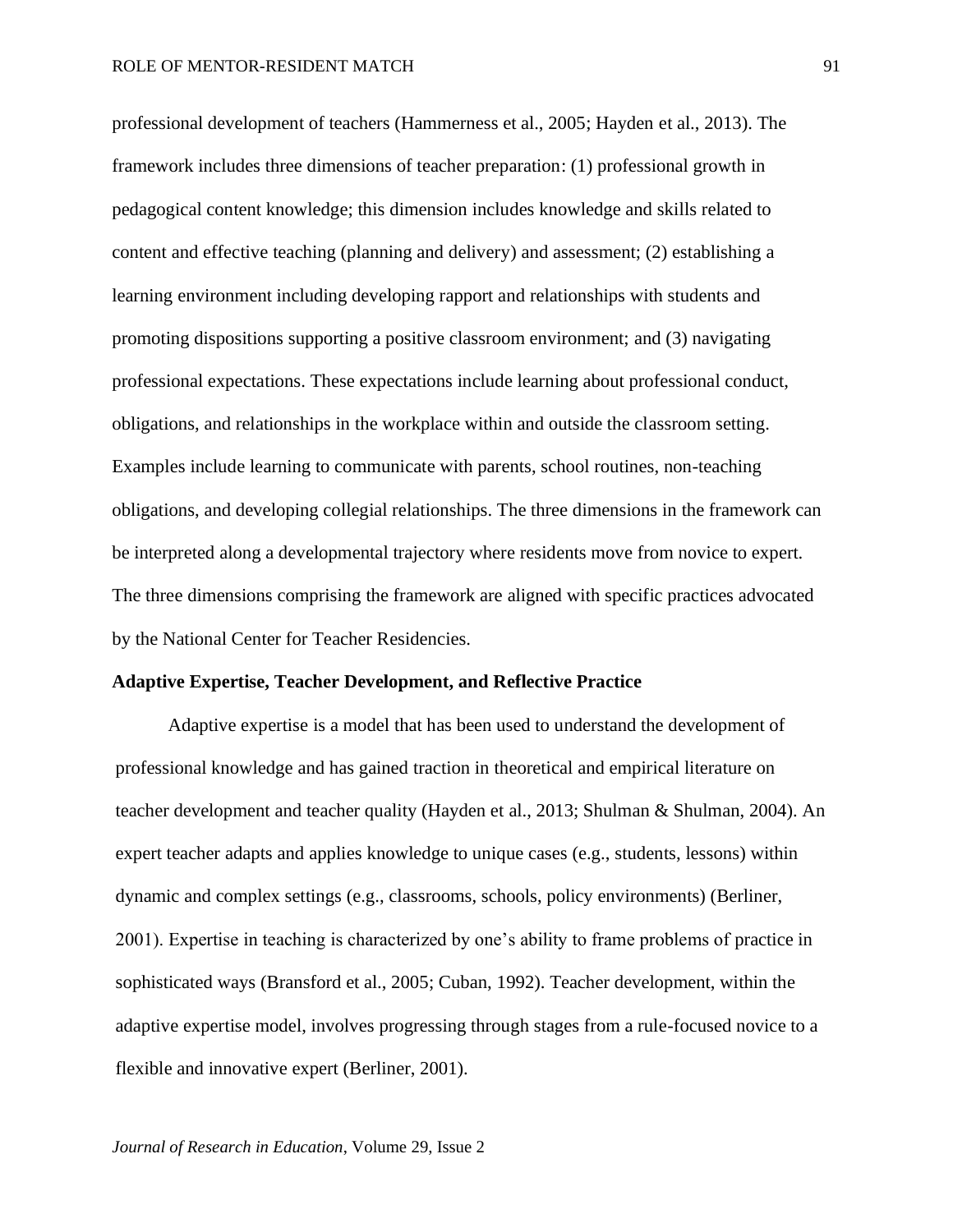professional development of teachers (Hammerness et al., 2005; Hayden et al., 2013). The framework includes three dimensions of teacher preparation: (1) professional growth in pedagogical content knowledge; this dimension includes knowledge and skills related to content and effective teaching (planning and delivery) and assessment; (2) establishing a learning environment including developing rapport and relationships with students and promoting dispositions supporting a positive classroom environment; and (3) navigating professional expectations. These expectations include learning about professional conduct, obligations, and relationships in the workplace within and outside the classroom setting. Examples include learning to communicate with parents, school routines, non-teaching obligations, and developing collegial relationships. The three dimensions in the framework can be interpreted along a developmental trajectory where residents move from novice to expert. The three dimensions comprising the framework are aligned with specific practices advocated by the National Center for Teacher Residencies.

## Adaptive Expertise, Teacher Development, and Reflective Practice

Adaptive expertise is a model that has been used to understand the development of professional knowledge and has gained traction in theoretical and empirical literature on teacher development and teacher quality (Hayden et al., 2013; Shulman & Shulman, 2004). An expert teacher adapts and applies knowledge to unique cases (e.g., students, lessons) within dynamic and complex settings (e.g., classrooms, schools, policy environments) (Berliner, 2001). Expertise in teaching is characterized by one's ability to frame problems of practice in sophisticated ways (Bransford et al., 2005; Cuban, 1992). Teacher development, within the adaptive expertise model, involves progressing through stages from a rule-focused novice to a flexible and innovative expert (Berliner, 2001).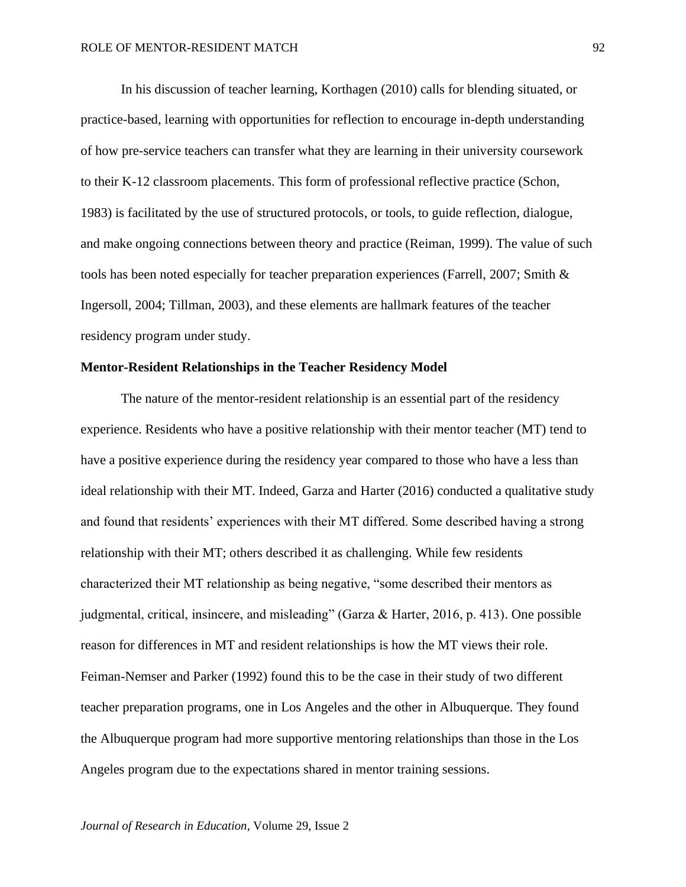In his discussion of teacher learning, Korthagen (2010) calls for blending situated, or practice-based, learning with opportunities for reflection to encourage in-depth understanding of how pre-service teachers can transfer what they are learning in their university coursework to their K-12 classroom placements. This form of professional reflective practice (Schon, 1983) is facilitated by the use of structured protocols, or tools, to guide reflection, dialogue, and make ongoing connections between theory and practice (Reiman, 1999). The value of such tools has been noted especially for teacher preparation experiences (Farrell, 2007; Smith & Ingersoll, 2004; Tillman, 2003), and these elements are hallmark features of the teacher residency program under study.

**Mentor-Resident Relationships in the Teacher Residency Model**

The nature of the mentor-resident relationship is an essential part of the residency experience. Residents who have a positive relationship with their mentor teacher (MT) tend to have a positive experience during the residency year compared to those who have a less than ideal relationship with their MT. Indeed, Garza and Harter (2016) conducted a qualitative study and found that residents' experiences with their MT differed. Some described having a strong relationship with their MT; others described it as challenging. While few residents characterized their MT relationship as being negative, "some described their mentors as judgmental, critical, insincere, and misleading" (Garza & Harter, 2016, p. 413). One possible reason for differences in MT and resident relationships is how the MT views their role. Feiman-Nemser and Parker (1992) found this to be the case in their study of two different teacher preparation programs, one in Los Angeles and the other in Albuquerque. They found the Albuquerque program had more supportive mentoring relationships than those in the Los Angeles program due to the expectations shared in mentor training sessions.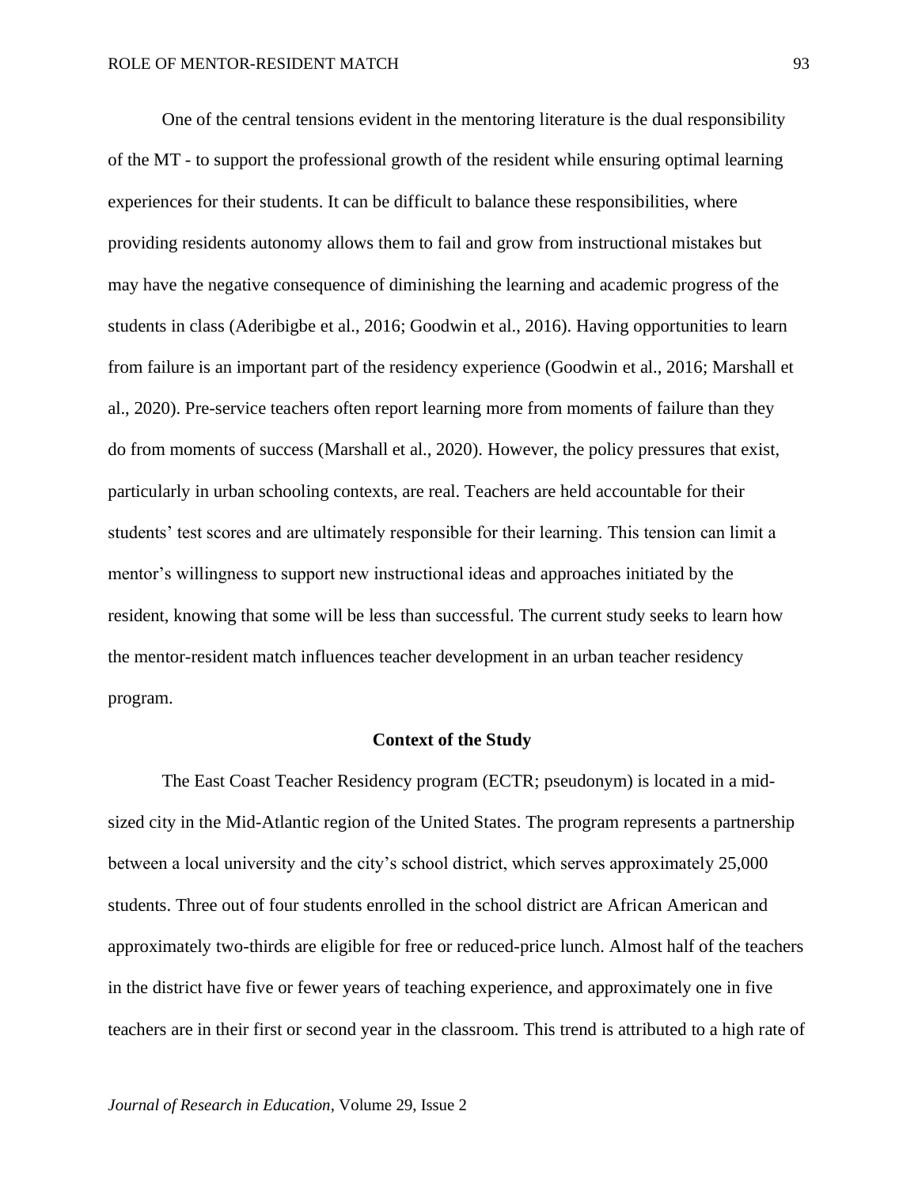One of the central tensions evident in the mentoring literature is the dual responsibility of the MT - to support the professional growth of the resident while ensuring optimal learning experiences for their students. It can be difficult to balance these responsibilities, where providing residents autonomy allows them to fail and grow from instructional mistakes but may have the negative consequence of diminishing the learning and academic progress of the students in class (Aderibigbe et al., 2016; Goodwin et al., 2016). Having opportunities to learn from failure is an important part of the residency experience (Goodwin et al., 2016; Marshall et al., 2020). Pre-service teachers often report learning more from moments of failure than they do from moments of success (Marshall et al., 2020). However, the policy pressures that exist, particularly in urban schooling contexts, are real. Teachers are held accountable for their students' test scores and are ultimately responsible for their learning. This tension can limit a mentor's willingness to support new instructional ideas and approaches initiated by the resident, knowing that some will be less than successful. The current study seeks to learn how the mentor-resident match influences teacher development in an urban teacher residency program.

## Context of the Study

The East Coast Teacher Residency program (ECTR; pseudonym) is located in a mid-sized city in the Mid-Atlantic region of the United States. The program represents a partnership between a local university and the city's school district, which serves approximately 25,000 students. Three out of four students enrolled in the school district are African American and approximately two-thirds are eligible for free or reduced-price lunch. Almost half of the teachers in the district have five or fewer years of teaching experience, and approximately one in five teachers are in their first or second year in the classroom. This trend is attributed to a high rate of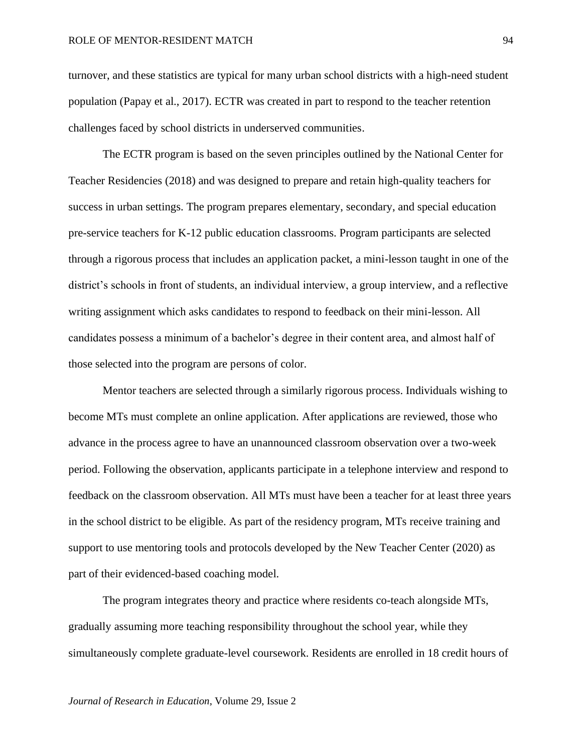turnover, and these statistics are typical for many urban school districts with a high-need student population (Papay et al., 2017). ECTR was created in part to respond to the teacher retention challenges faced by school districts in underserved communities.

The ECTR program is based on the seven principles outlined by the National Center for Teacher Residencies (2018) and was designed to prepare and retain high-quality teachers for success in urban settings. The program prepares elementary, secondary, and special education pre-service teachers for K-12 public education classrooms. Program participants are selected through a rigorous process that includes an application packet, a mini-lesson taught in one of the district's schools in front of students, an individual interview, a group interview, and a reflective writing assignment which asks candidates to respond to feedback on their mini-lesson. All candidates possess a minimum of a bachelor's degree in their content area, and almost half of those selected into the program are persons of color.

Mentor teachers are selected through a similarly rigorous process. Individuals wishing to become MTs must complete an online application. After applications are reviewed, those who advance in the process agree to have an unannounced classroom observation over a two-week period. Following the observation, applicants participate in a telephone interview and respond to feedback on the classroom observation. All MTs must have been a teacher for at least three years in the school district to be eligible. As part of the residency program, MTs receive training and support to use mentoring tools and protocols developed by the New Teacher Center (2020) as part of their evidenced-based coaching model.

The program integrates theory and practice where residents co-teach alongside MTs, gradually assuming more teaching responsibility throughout the school year, while they simultaneously complete graduate-level coursework. Residents are enrolled in 18 credit hours of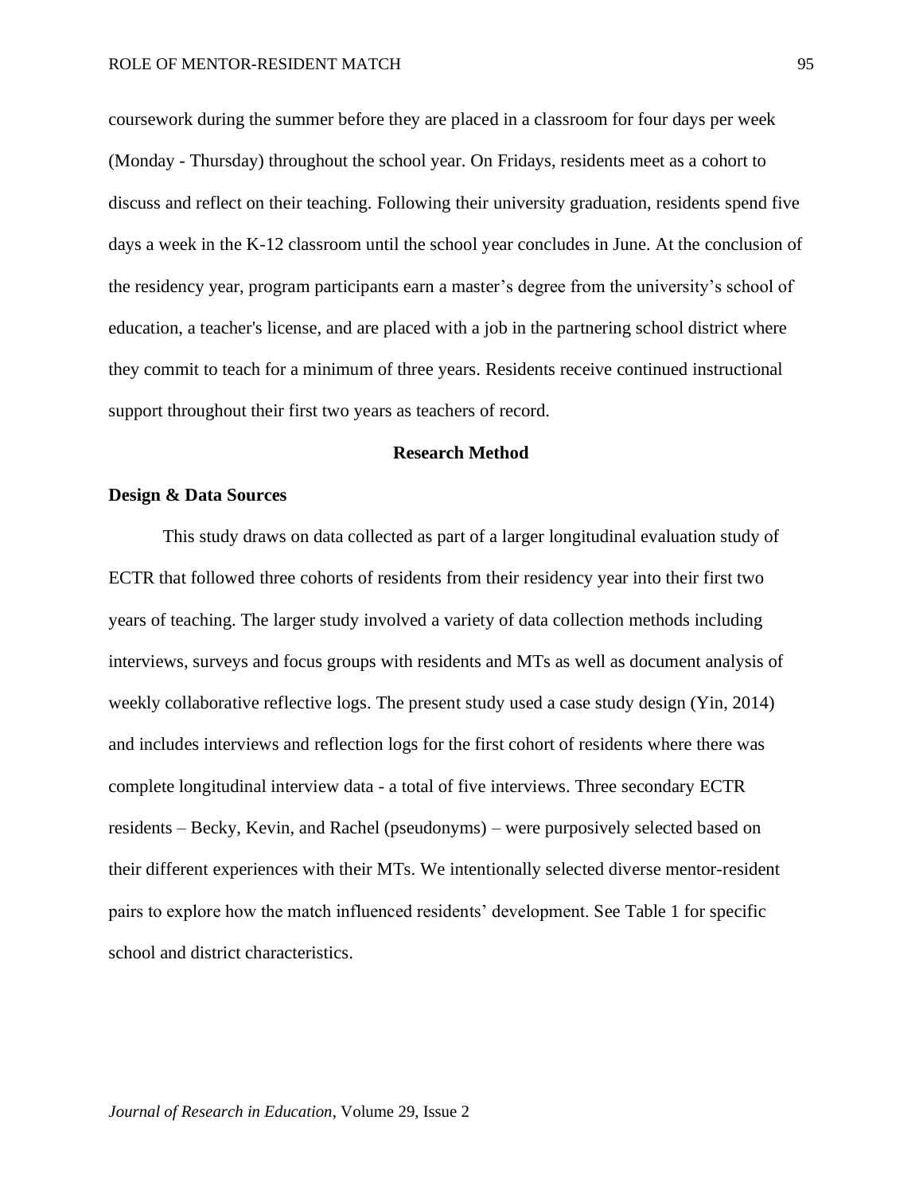coursework during the summer before they are placed in a classroom for four days per week (Monday - Thursday) throughout the school year. On Fridays, residents meet as a cohort to discuss and reflect on their teaching. Following their university graduation, residents spend five days a week in the K-12 classroom until the school year concludes in June. At the conclusion of the residency year, program participants earn a master's degree from the university's school of education, a teacher's license, and are placed with a job in the partnering school district where they commit to teach for a minimum of three years. Residents receive continued instructional support throughout their first two years as teachers of record.

## Research Method

### Design & Data Sources

This study draws on data collected as part of a larger longitudinal evaluation study of ECTR that followed three cohorts of residents from their residency year into their first two years of teaching. The larger study involved a variety of data collection methods including interviews, surveys and focus groups with residents and MTs as well as document analysis of weekly collaborative reflective logs. The present study used a case study design (Yin, 2014) and includes interviews and reflection logs for the first cohort of residents where there was complete longitudinal interview data - a total of five interviews. Three secondary ECTR residents – Becky, Kevin, and Rachel (pseudonyms) – were purposively selected based on their different experiences with their MTs. We intentionally selected diverse mentor-resident pairs to explore how the match influenced residents' development. See Table 1 for specific school and district characteristics.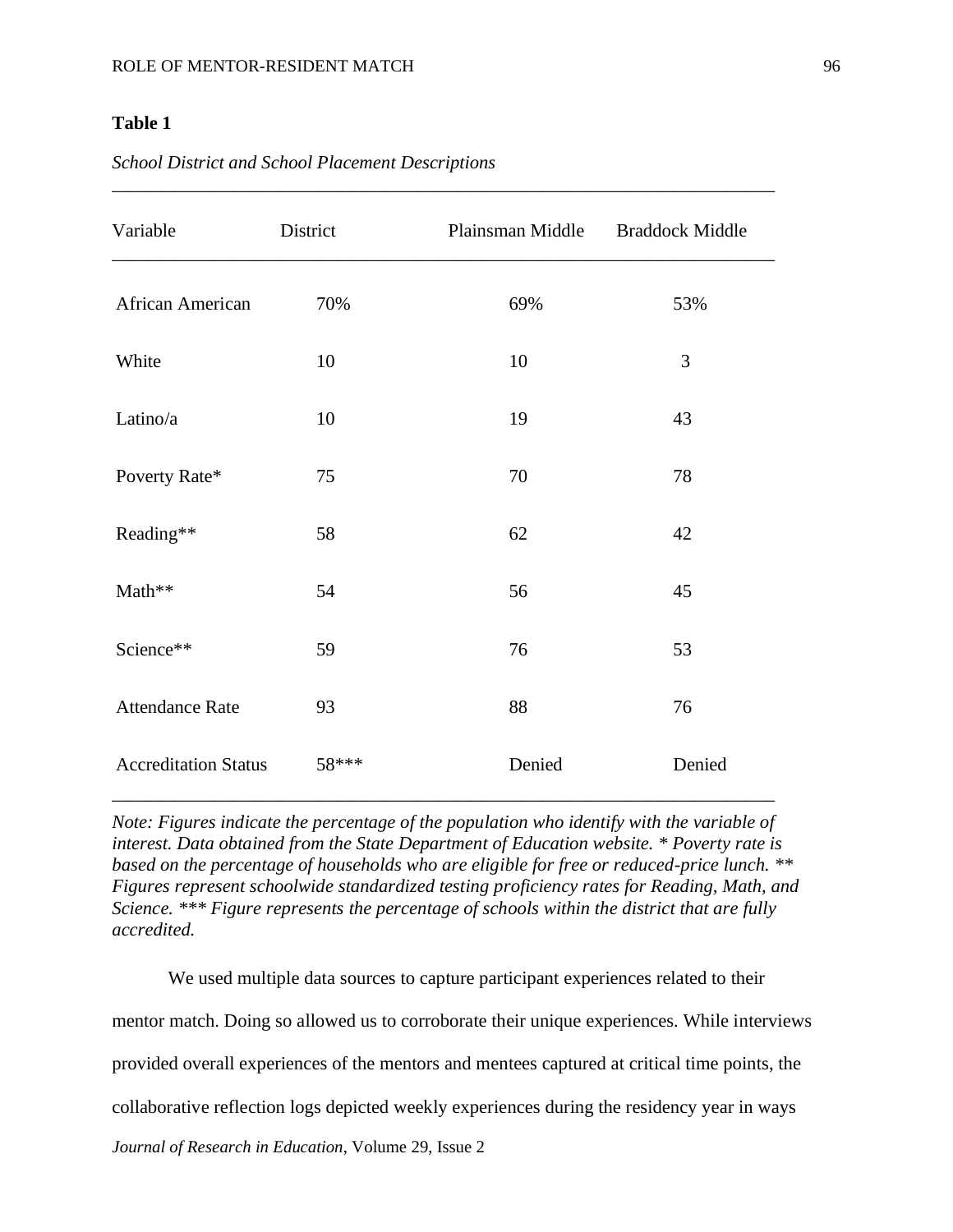**Table 1**

*School District and School Placement Descriptions*

| Variable | District | Plainsman Middle | Braddock Middle |
|---|---|---|---|
| African American | 70% | 69% | 53% |
| White | 10 | 10 | 3 |
| Latino/a | 10 | 19 | 43 |
| Poverty Rate* | 75 | 70 | 78 |
| Reading** | 58 | 62 | 42 |
| Math** | 54 | 56 | 45 |
| Science** | 59 | 76 | 53 |
| Attendance Rate | 93 | 88 | 76 |
| Accreditation Status | 58*** | Denied | Denied |

*Note: Figures indicate the percentage of the population who identify with the variable of interest. Data obtained from the State Department of Education website. * Poverty rate is based on the percentage of households who are eligible for free or reduced-price lunch. ** Figures represent schoolwide standardized testing proficiency rates for Reading, Math, and Science. *** Figure represents the percentage of schools within the district that are fully accredited.*

We used multiple data sources to capture participant experiences related to their mentor match. Doing so allowed us to corroborate their unique experiences. While interviews provided overall experiences of the mentors and mentees captured at critical time points, the collaborative reflection logs depicted weekly experiences during the residency year in ways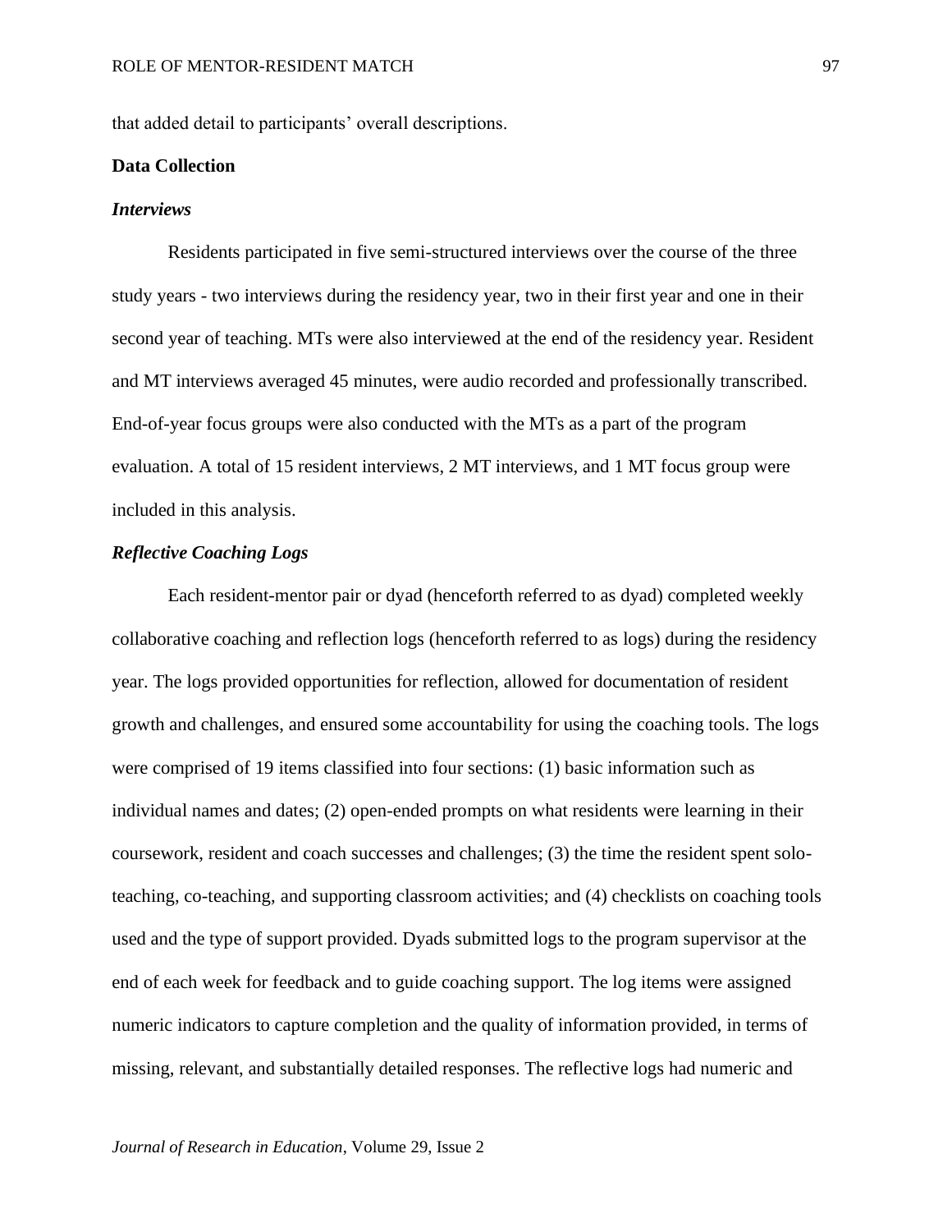that added detail to participants' overall descriptions.

## Data Collection

### *Interviews*

Residents participated in five semi-structured interviews over the course of the three study years - two interviews during the residency year, two in their first year and one in their second year of teaching. MTs were also interviewed at the end of the residency year. Resident and MT interviews averaged 45 minutes, were audio recorded and professionally transcribed. End-of-year focus groups were also conducted with the MTs as a part of the program evaluation. A total of 15 resident interviews, 2 MT interviews, and 1 MT focus group were included in this analysis.

### *Reflective Coaching Logs*

Each resident-mentor pair or dyad (henceforth referred to as dyad) completed weekly collaborative coaching and reflection logs (henceforth referred to as logs) during the residency year. The logs provided opportunities for reflection, allowed for documentation of resident growth and challenges, and ensured some accountability for using the coaching tools. The logs were comprised of 19 items classified into four sections: (1) basic information such as individual names and dates; (2) open-ended prompts on what residents were learning in their coursework, resident and coach successes and challenges; (3) the time the resident spent solo-teaching, co-teaching, and supporting classroom activities; and (4) checklists on coaching tools used and the type of support provided. Dyads submitted logs to the program supervisor at the end of each week for feedback and to guide coaching support. The log items were assigned numeric indicators to capture completion and the quality of information provided, in terms of missing, relevant, and substantially detailed responses. The reflective logs had numeric and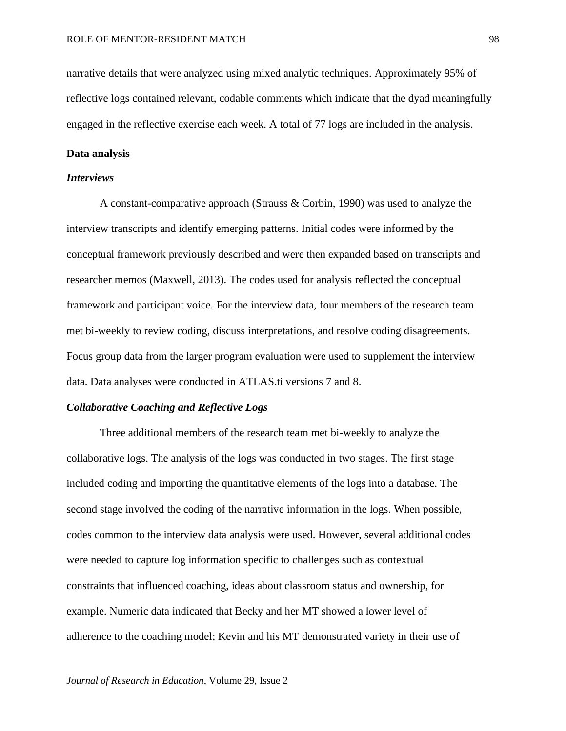narrative details that were analyzed using mixed analytic techniques. Approximately 95% of reflective logs contained relevant, codable comments which indicate that the dyad meaningfully engaged in the reflective exercise each week. A total of 77 logs are included in the analysis.

## Data analysis

### *Interviews*

A constant-comparative approach (Strauss & Corbin, 1990) was used to analyze the interview transcripts and identify emerging patterns. Initial codes were informed by the conceptual framework previously described and were then expanded based on transcripts and researcher memos (Maxwell, 2013). The codes used for analysis reflected the conceptual framework and participant voice. For the interview data, four members of the research team met bi-weekly to review coding, discuss interpretations, and resolve coding disagreements. Focus group data from the larger program evaluation were used to supplement the interview data. Data analyses were conducted in ATLAS.ti versions 7 and 8.

### *Collaborative Coaching and Reflective Logs*

Three additional members of the research team met bi-weekly to analyze the collaborative logs. The analysis of the logs was conducted in two stages. The first stage included coding and importing the quantitative elements of the logs into a database. The second stage involved the coding of the narrative information in the logs. When possible, codes common to the interview data analysis were used. However, several additional codes were needed to capture log information specific to challenges such as contextual constraints that influenced coaching, ideas about classroom status and ownership, for example. Numeric data indicated that Becky and her MT showed a lower level of adherence to the coaching model; Kevin and his MT demonstrated variety in their use of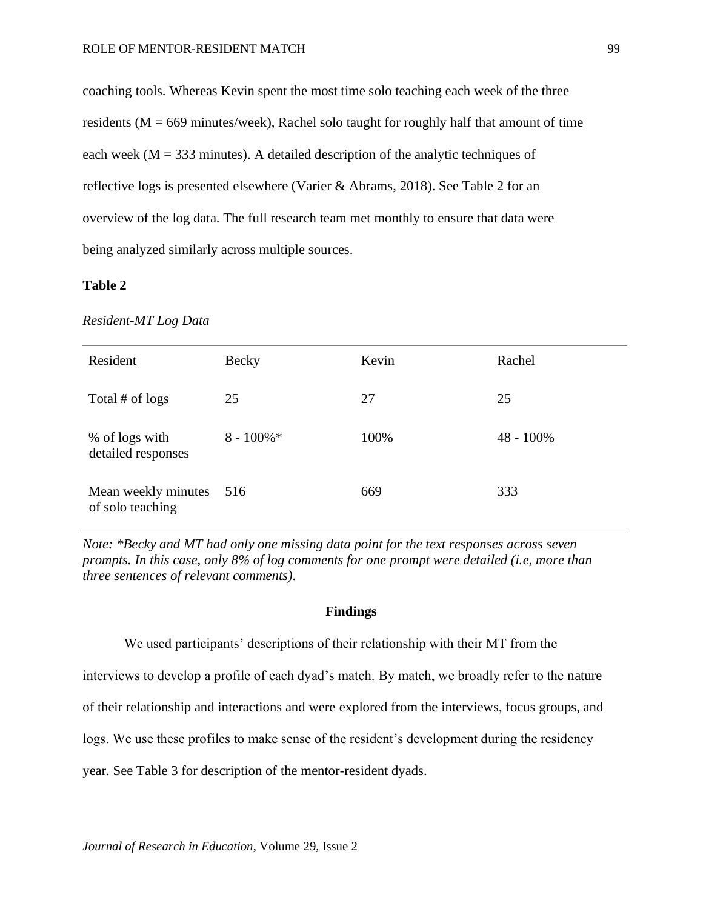coaching tools. Whereas Kevin spent the most time solo teaching each week of the three residents (M = 669 minutes/week), Rachel solo taught for roughly half that amount of time each week (M = 333 minutes). A detailed description of the analytic techniques of reflective logs is presented elsewhere (Varier & Abrams, 2018). See Table 2 for an overview of the log data. The full research team met monthly to ensure that data were being analyzed similarly across multiple sources.

**Table 2**

*Resident-MT Log Data*

| Resident | Becky | Kevin | Rachel |
|---|---|---|---|
| Total # of logs | 25 | 27 | 25 |
| % of logs with detailed responses | 8 - 100%* | 100% | 48 - 100% |
| Mean weekly minutes of solo teaching | 516 | 669 | 333 |

*Note: *Becky and MT had only one missing data point for the text responses across seven prompts. In this case, only 8% of log comments for one prompt were detailed (i.e, more than three sentences of relevant comments).*

## Findings

We used participants' descriptions of their relationship with their MT from the interviews to develop a profile of each dyad's match. By match, we broadly refer to the nature of their relationship and interactions and were explored from the interviews, focus groups, and logs. We use these profiles to make sense of the resident's development during the residency year. See Table 3 for description of the mentor-resident dyads.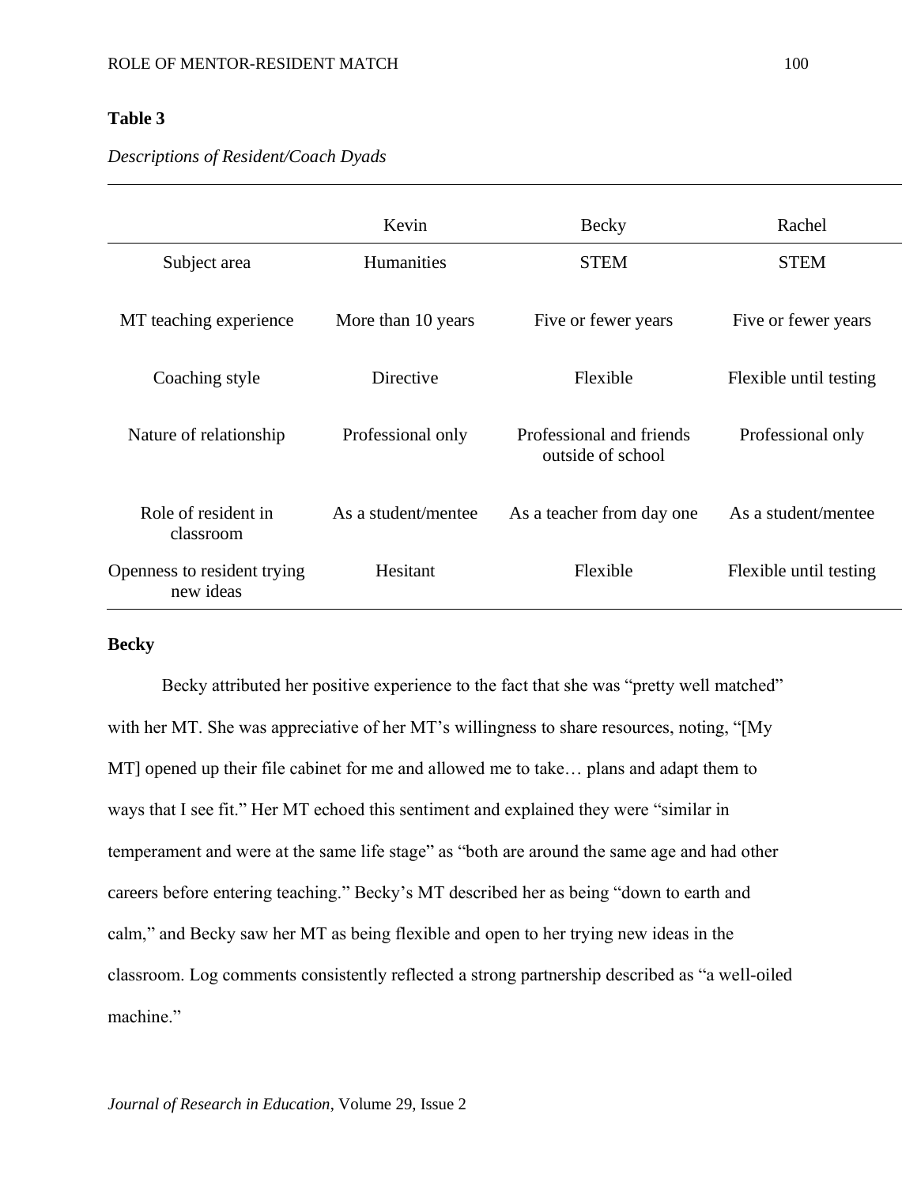**Table 3**

*Descriptions of Resident/Coach Dyads*

| | Kevin | Becky | Rachel |
|---|---|---|---|
| Subject area | Humanities | STEM | STEM |
| MT teaching experience | More than 10 years | Five or fewer years | Five or fewer years |
| Coaching style | Directive | Flexible | Flexible until testing |
| Nature of relationship | Professional only | Professional and friends outside of school | Professional only |
| Role of resident in classroom | As a student/mentee | As a teacher from day one | As a student/mentee |
| Openness to resident trying new ideas | Hesitant | Flexible | Flexible until testing |

**Becky**

Becky attributed her positive experience to the fact that she was "pretty well matched" with her MT. She was appreciative of her MT's willingness to share resources, noting, "[My MT] opened up their file cabinet for me and allowed me to take… plans and adapt them to ways that I see fit." Her MT echoed this sentiment and explained they were "similar in temperament and were at the same life stage" as "both are around the same age and had other careers before entering teaching." Becky's MT described her as being "down to earth and calm," and Becky saw her MT as being flexible and open to her trying new ideas in the classroom. Log comments consistently reflected a strong partnership described as "a well-oiled machine."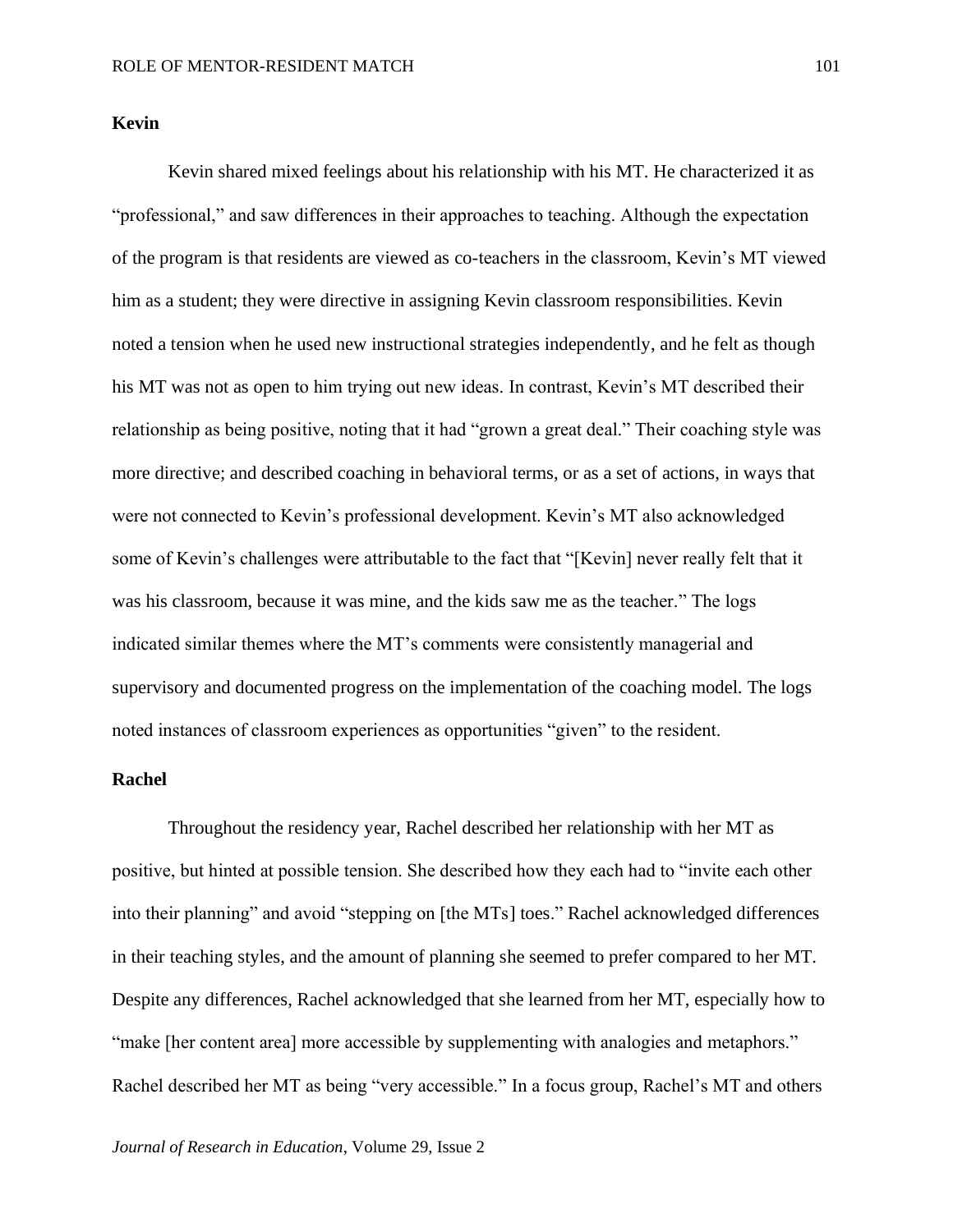## Kevin

Kevin shared mixed feelings about his relationship with his MT. He characterized it as "professional," and saw differences in their approaches to teaching. Although the expectation of the program is that residents are viewed as co-teachers in the classroom, Kevin's MT viewed him as a student; they were directive in assigning Kevin classroom responsibilities. Kevin noted a tension when he used new instructional strategies independently, and he felt as though his MT was not as open to him trying out new ideas. In contrast, Kevin's MT described their relationship as being positive, noting that it had "grown a great deal." Their coaching style was more directive; and described coaching in behavioral terms, or as a set of actions, in ways that were not connected to Kevin's professional development. Kevin's MT also acknowledged some of Kevin's challenges were attributable to the fact that "[Kevin] never really felt that it was his classroom, because it was mine, and the kids saw me as the teacher." The logs indicated similar themes where the MT's comments were consistently managerial and supervisory and documented progress on the implementation of the coaching model. The logs noted instances of classroom experiences as opportunities "given" to the resident.

## Rachel

Throughout the residency year, Rachel described her relationship with her MT as positive, but hinted at possible tension. She described how they each had to "invite each other into their planning" and avoid "stepping on [the MTs] toes." Rachel acknowledged differences in their teaching styles, and the amount of planning she seemed to prefer compared to her MT. Despite any differences, Rachel acknowledged that she learned from her MT, especially how to "make [her content area] more accessible by supplementing with analogies and metaphors." Rachel described her MT as being "very accessible." In a focus group, Rachel's MT and others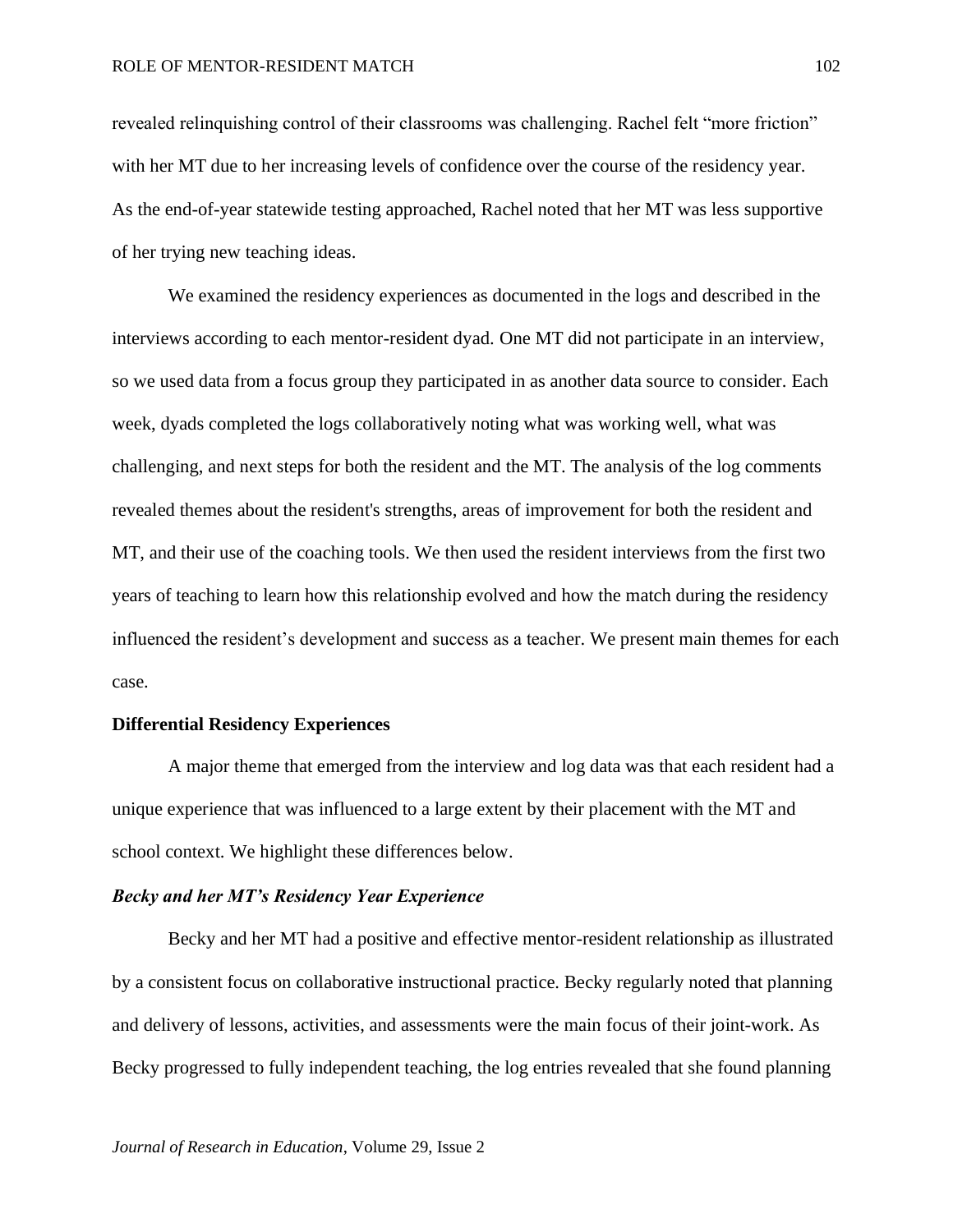revealed relinquishing control of their classrooms was challenging. Rachel felt "more friction" with her MT due to her increasing levels of confidence over the course of the residency year. As the end-of-year statewide testing approached, Rachel noted that her MT was less supportive of her trying new teaching ideas.

We examined the residency experiences as documented in the logs and described in the interviews according to each mentor-resident dyad. One MT did not participate in an interview, so we used data from a focus group they participated in as another data source to consider. Each week, dyads completed the logs collaboratively noting what was working well, what was challenging, and next steps for both the resident and the MT. The analysis of the log comments revealed themes about the resident's strengths, areas of improvement for both the resident and MT, and their use of the coaching tools. We then used the resident interviews from the first two years of teaching to learn how this relationship evolved and how the match during the residency influenced the resident's development and success as a teacher. We present main themes for each case.

## Differential Residency Experiences

A major theme that emerged from the interview and log data was that each resident had a unique experience that was influenced to a large extent by their placement with the MT and school context. We highlight these differences below.

### *Becky and her MT's Residency Year Experience*

Becky and her MT had a positive and effective mentor-resident relationship as illustrated by a consistent focus on collaborative instructional practice. Becky regularly noted that planning and delivery of lessons, activities, and assessments were the main focus of their joint-work. As Becky progressed to fully independent teaching, the log entries revealed that she found planning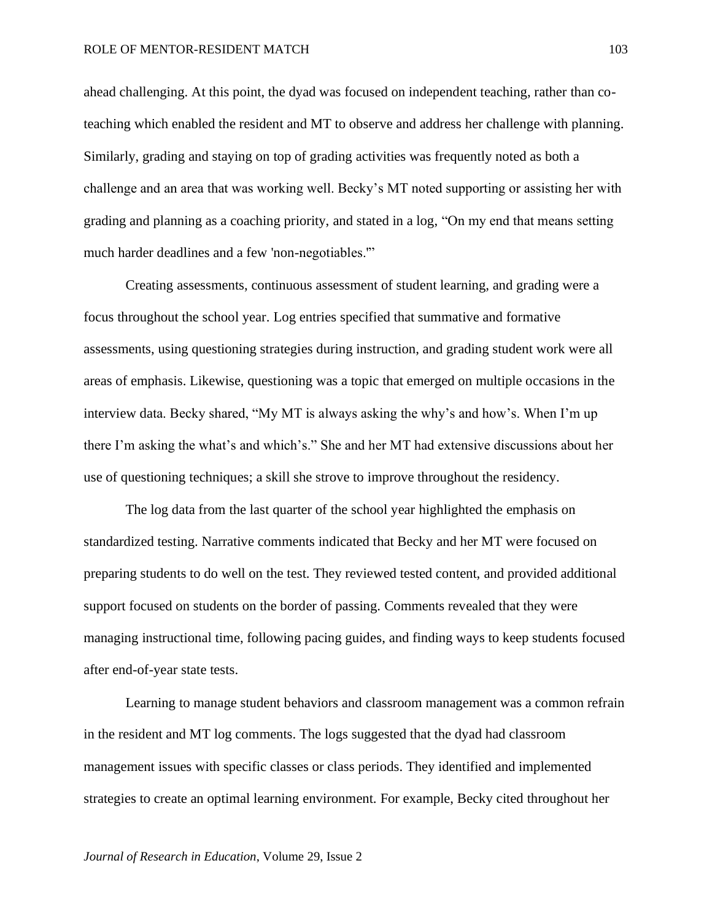ahead challenging. At this point, the dyad was focused on independent teaching, rather than co-teaching which enabled the resident and MT to observe and address her challenge with planning. Similarly, grading and staying on top of grading activities was frequently noted as both a challenge and an area that was working well. Becky's MT noted supporting or assisting her with grading and planning as a coaching priority, and stated in a log, "On my end that means setting much harder deadlines and a few 'non-negotiables.'"

Creating assessments, continuous assessment of student learning, and grading were a focus throughout the school year. Log entries specified that summative and formative assessments, using questioning strategies during instruction, and grading student work were all areas of emphasis. Likewise, questioning was a topic that emerged on multiple occasions in the interview data. Becky shared, "My MT is always asking the why's and how's. When I'm up there I'm asking the what's and which's." She and her MT had extensive discussions about her use of questioning techniques; a skill she strove to improve throughout the residency.

The log data from the last quarter of the school year highlighted the emphasis on standardized testing. Narrative comments indicated that Becky and her MT were focused on preparing students to do well on the test. They reviewed tested content, and provided additional support focused on students on the border of passing. Comments revealed that they were managing instructional time, following pacing guides, and finding ways to keep students focused after end-of-year state tests.

Learning to manage student behaviors and classroom management was a common refrain in the resident and MT log comments. The logs suggested that the dyad had classroom management issues with specific classes or class periods. They identified and implemented strategies to create an optimal learning environment. For example, Becky cited throughout her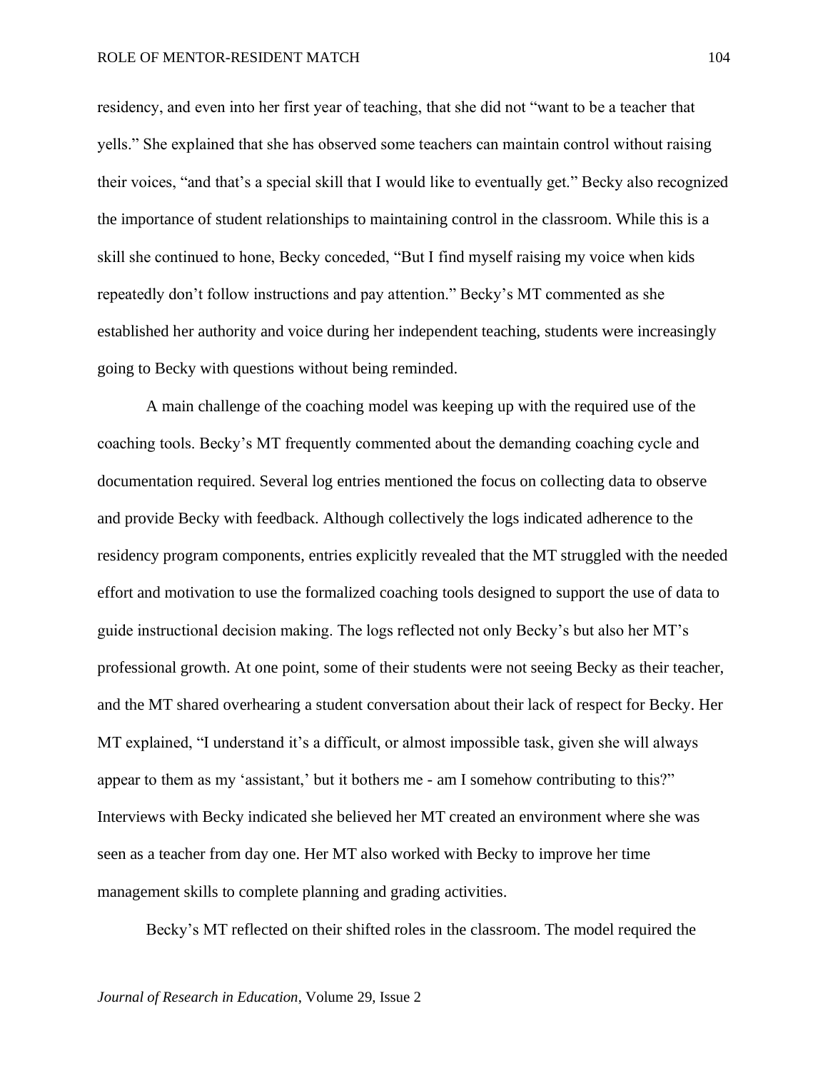residency, and even into her first year of teaching, that she did not "want to be a teacher that yells." She explained that she has observed some teachers can maintain control without raising their voices, "and that's a special skill that I would like to eventually get." Becky also recognized the importance of student relationships to maintaining control in the classroom. While this is a skill she continued to hone, Becky conceded, "But I find myself raising my voice when kids repeatedly don't follow instructions and pay attention." Becky's MT commented as she established her authority and voice during her independent teaching, students were increasingly going to Becky with questions without being reminded.

A main challenge of the coaching model was keeping up with the required use of the coaching tools. Becky's MT frequently commented about the demanding coaching cycle and documentation required. Several log entries mentioned the focus on collecting data to observe and provide Becky with feedback. Although collectively the logs indicated adherence to the residency program components, entries explicitly revealed that the MT struggled with the needed effort and motivation to use the formalized coaching tools designed to support the use of data to guide instructional decision making. The logs reflected not only Becky's but also her MT's professional growth. At one point, some of their students were not seeing Becky as their teacher, and the MT shared overhearing a student conversation about their lack of respect for Becky. Her MT explained, "I understand it's a difficult, or almost impossible task, given she will always appear to them as my 'assistant,' but it bothers me - am I somehow contributing to this?" Interviews with Becky indicated she believed her MT created an environment where she was seen as a teacher from day one. Her MT also worked with Becky to improve her time management skills to complete planning and grading activities.

Becky's MT reflected on their shifted roles in the classroom. The model required the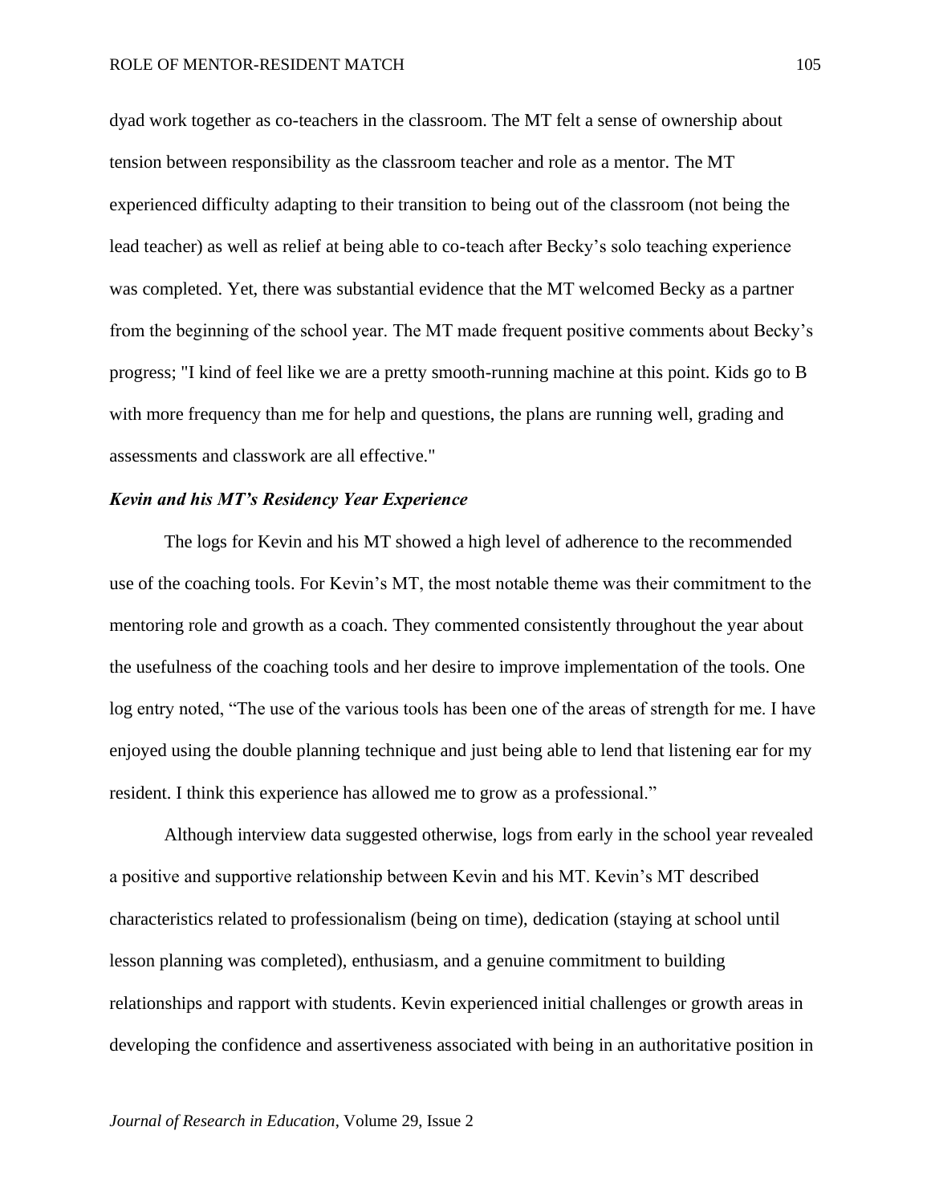dyad work together as co-teachers in the classroom. The MT felt a sense of ownership about tension between responsibility as the classroom teacher and role as a mentor. The MT experienced difficulty adapting to their transition to being out of the classroom (not being the lead teacher) as well as relief at being able to co-teach after Becky's solo teaching experience was completed. Yet, there was substantial evidence that the MT welcomed Becky as a partner from the beginning of the school year. The MT made frequent positive comments about Becky's progress; "I kind of feel like we are a pretty smooth-running machine at this point. Kids go to B with more frequency than me for help and questions, the plans are running well, grading and assessments and classwork are all effective."

### ***Kevin and his MT's Residency Year Experience***

The logs for Kevin and his MT showed a high level of adherence to the recommended use of the coaching tools. For Kevin's MT, the most notable theme was their commitment to the mentoring role and growth as a coach. They commented consistently throughout the year about the usefulness of the coaching tools and her desire to improve implementation of the tools. One log entry noted, "The use of the various tools has been one of the areas of strength for me. I have enjoyed using the double planning technique and just being able to lend that listening ear for my resident. I think this experience has allowed me to grow as a professional."

Although interview data suggested otherwise, logs from early in the school year revealed a positive and supportive relationship between Kevin and his MT. Kevin's MT described characteristics related to professionalism (being on time), dedication (staying at school until lesson planning was completed), enthusiasm, and a genuine commitment to building relationships and rapport with students. Kevin experienced initial challenges or growth areas in developing the confidence and assertiveness associated with being in an authoritative position in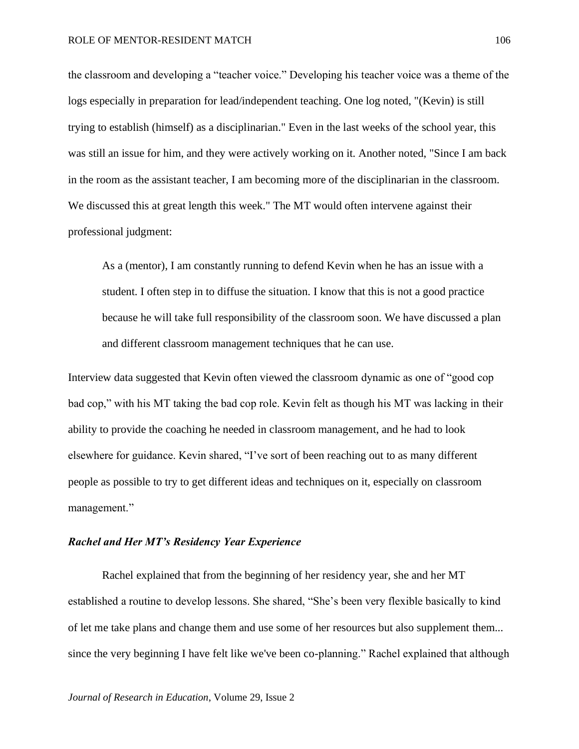the classroom and developing a "teacher voice." Developing his teacher voice was a theme of the logs especially in preparation for lead/independent teaching. One log noted, "(Kevin) is still trying to establish (himself) as a disciplinarian." Even in the last weeks of the school year, this was still an issue for him, and they were actively working on it. Another noted, "Since I am back in the room as the assistant teacher, I am becoming more of the disciplinarian in the classroom. We discussed this at great length this week." The MT would often intervene against their professional judgment:

> As a (mentor), I am constantly running to defend Kevin when he has an issue with a student. I often step in to diffuse the situation. I know that this is not a good practice because he will take full responsibility of the classroom soon. We have discussed a plan and different classroom management techniques that he can use.

Interview data suggested that Kevin often viewed the classroom dynamic as one of "good cop bad cop," with his MT taking the bad cop role. Kevin felt as though his MT was lacking in their ability to provide the coaching he needed in classroom management, and he had to look elsewhere for guidance. Kevin shared, "I've sort of been reaching out to as many different people as possible to try to get different ideas and techniques on it, especially on classroom management."

### *Rachel and Her MT's Residency Year Experience*

Rachel explained that from the beginning of her residency year, she and her MT established a routine to develop lessons. She shared, "She's been very flexible basically to kind of let me take plans and change them and use some of her resources but also supplement them... since the very beginning I have felt like we've been co-planning." Rachel explained that although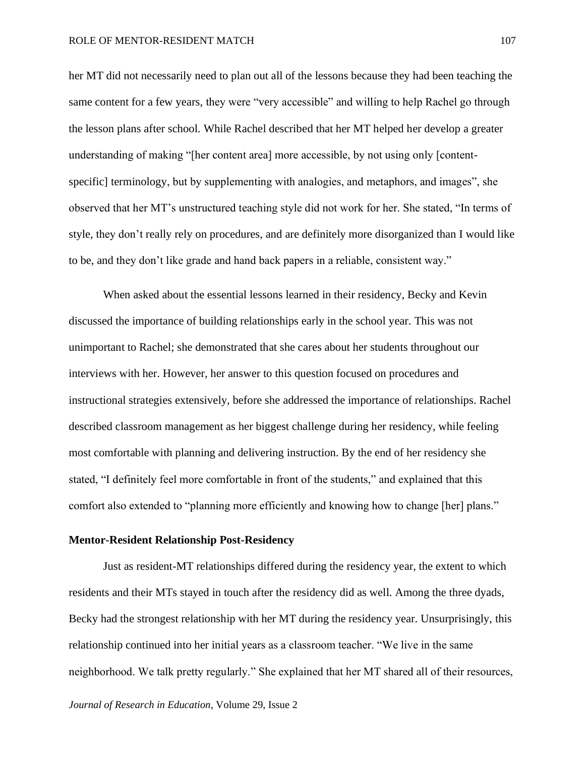her MT did not necessarily need to plan out all of the lessons because they had been teaching the same content for a few years, they were "very accessible" and willing to help Rachel go through the lesson plans after school. While Rachel described that her MT helped her develop a greater understanding of making "[her content area] more accessible, by not using only [content-specific] terminology, but by supplementing with analogies, and metaphors, and images", she observed that her MT's unstructured teaching style did not work for her. She stated, "In terms of style, they don't really rely on procedures, and are definitely more disorganized than I would like to be, and they don't like grade and hand back papers in a reliable, consistent way."

When asked about the essential lessons learned in their residency, Becky and Kevin discussed the importance of building relationships early in the school year. This was not unimportant to Rachel; she demonstrated that she cares about her students throughout our interviews with her. However, her answer to this question focused on procedures and instructional strategies extensively, before she addressed the importance of relationships. Rachel described classroom management as her biggest challenge during her residency, while feeling most comfortable with planning and delivering instruction. By the end of her residency she stated, "I definitely feel more comfortable in front of the students," and explained that this comfort also extended to "planning more efficiently and knowing how to change [her] plans."

**Mentor-Resident Relationship Post-Residency**

Just as resident-MT relationships differed during the residency year, the extent to which residents and their MTs stayed in touch after the residency did as well. Among the three dyads, Becky had the strongest relationship with her MT during the residency year. Unsurprisingly, this relationship continued into her initial years as a classroom teacher. "We live in the same neighborhood. We talk pretty regularly." She explained that her MT shared all of their resources,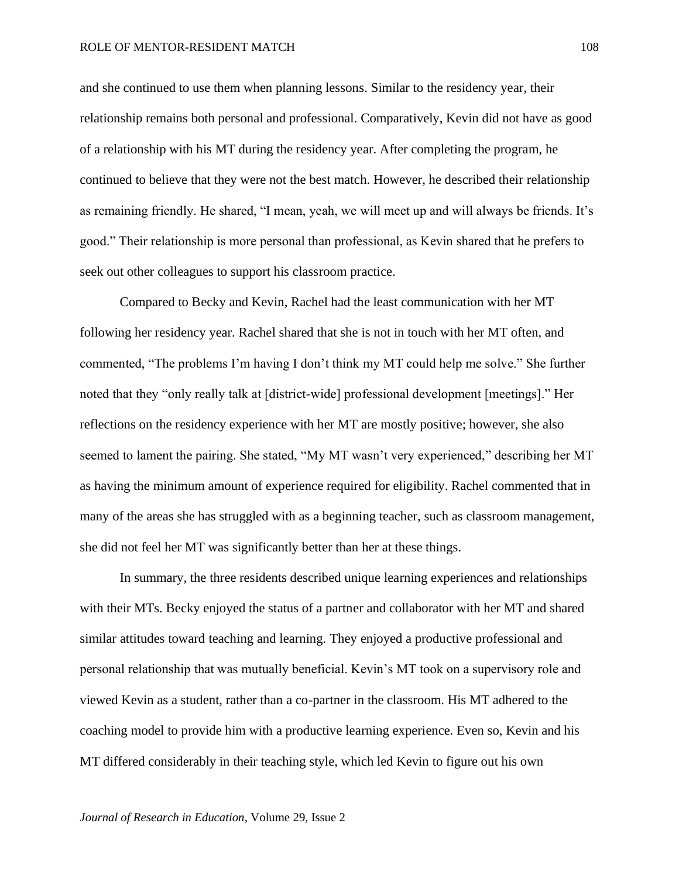and she continued to use them when planning lessons. Similar to the residency year, their relationship remains both personal and professional. Comparatively, Kevin did not have as good of a relationship with his MT during the residency year. After completing the program, he continued to believe that they were not the best match. However, he described their relationship as remaining friendly. He shared, "I mean, yeah, we will meet up and will always be friends. It's good." Their relationship is more personal than professional, as Kevin shared that he prefers to seek out other colleagues to support his classroom practice.

Compared to Becky and Kevin, Rachel had the least communication with her MT following her residency year. Rachel shared that she is not in touch with her MT often, and commented, "The problems I'm having I don't think my MT could help me solve." She further noted that they "only really talk at [district-wide] professional development [meetings]." Her reflections on the residency experience with her MT are mostly positive; however, she also seemed to lament the pairing. She stated, "My MT wasn't very experienced," describing her MT as having the minimum amount of experience required for eligibility. Rachel commented that in many of the areas she has struggled with as a beginning teacher, such as classroom management, she did not feel her MT was significantly better than her at these things.

In summary, the three residents described unique learning experiences and relationships with their MTs. Becky enjoyed the status of a partner and collaborator with her MT and shared similar attitudes toward teaching and learning. They enjoyed a productive professional and personal relationship that was mutually beneficial. Kevin's MT took on a supervisory role and viewed Kevin as a student, rather than a co-partner in the classroom. His MT adhered to the coaching model to provide him with a productive learning experience. Even so, Kevin and his MT differed considerably in their teaching style, which led Kevin to figure out his own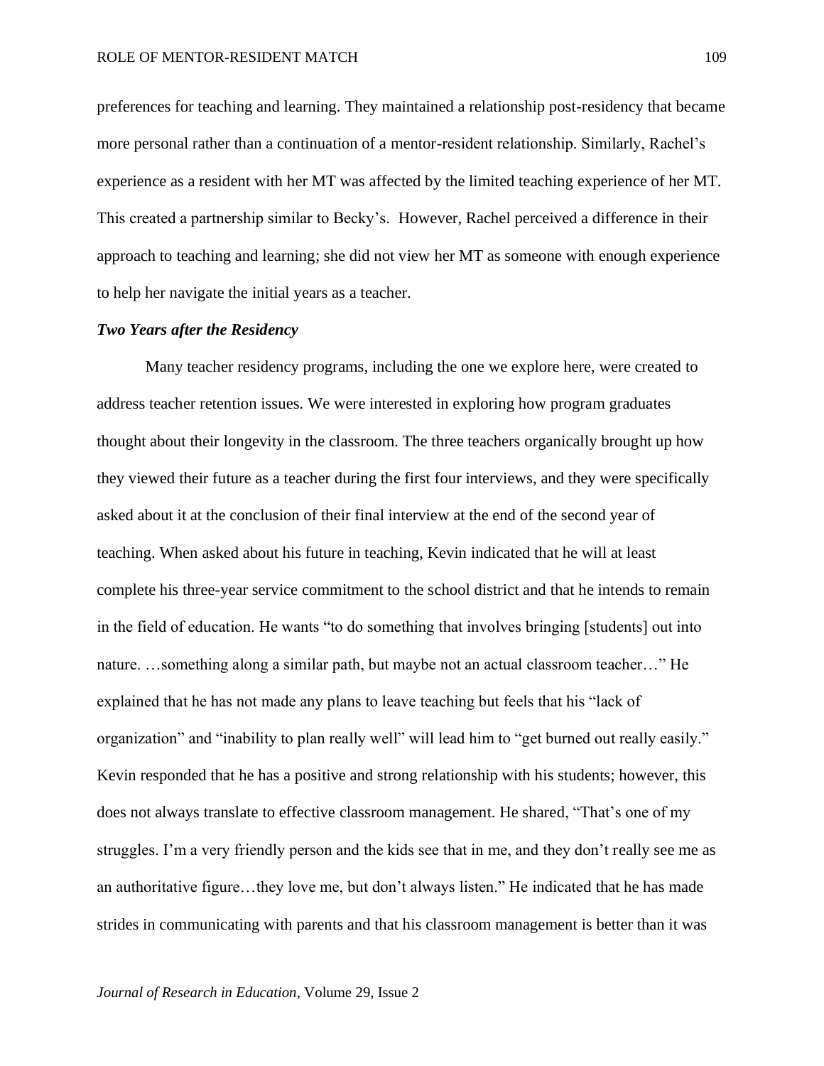preferences for teaching and learning. They maintained a relationship post-residency that became more personal rather than a continuation of a mentor-resident relationship. Similarly, Rachel's experience as a resident with her MT was affected by the limited teaching experience of her MT. This created a partnership similar to Becky's. However, Rachel perceived a difference in their approach to teaching and learning; she did not view her MT as someone with enough experience to help her navigate the initial years as a teacher.

### *Two Years after the Residency*

Many teacher residency programs, including the one we explore here, were created to address teacher retention issues. We were interested in exploring how program graduates thought about their longevity in the classroom. The three teachers organically brought up how they viewed their future as a teacher during the first four interviews, and they were specifically asked about it at the conclusion of their final interview at the end of the second year of teaching. When asked about his future in teaching, Kevin indicated that he will at least complete his three-year service commitment to the school district and that he intends to remain in the field of education. He wants "to do something that involves bringing [students] out into nature. …something along a similar path, but maybe not an actual classroom teacher…" He explained that he has not made any plans to leave teaching but feels that his "lack of organization" and "inability to plan really well" will lead him to "get burned out really easily." Kevin responded that he has a positive and strong relationship with his students; however, this does not always translate to effective classroom management. He shared, "That's one of my struggles. I'm a very friendly person and the kids see that in me, and they don't really see me as an authoritative figure…they love me, but don't always listen." He indicated that he has made strides in communicating with parents and that his classroom management is better than it was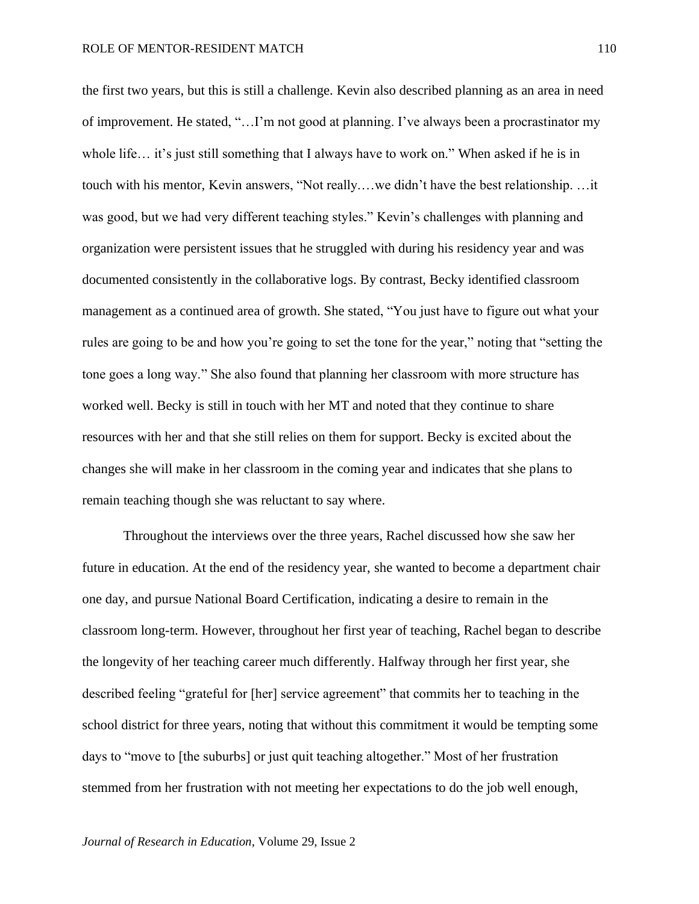the first two years, but this is still a challenge. Kevin also described planning as an area in need of improvement. He stated, "…I'm not good at planning. I've always been a procrastinator my whole life… it's just still something that I always have to work on." When asked if he is in touch with his mentor, Kevin answers, "Not really.…we didn't have the best relationship. …it was good, but we had very different teaching styles." Kevin's challenges with planning and organization were persistent issues that he struggled with during his residency year and was documented consistently in the collaborative logs. By contrast, Becky identified classroom management as a continued area of growth. She stated, "You just have to figure out what your rules are going to be and how you're going to set the tone for the year," noting that "setting the tone goes a long way." She also found that planning her classroom with more structure has worked well. Becky is still in touch with her MT and noted that they continue to share resources with her and that she still relies on them for support. Becky is excited about the changes she will make in her classroom in the coming year and indicates that she plans to remain teaching though she was reluctant to say where.

Throughout the interviews over the three years, Rachel discussed how she saw her future in education. At the end of the residency year, she wanted to become a department chair one day, and pursue National Board Certification, indicating a desire to remain in the classroom long-term. However, throughout her first year of teaching, Rachel began to describe the longevity of her teaching career much differently. Halfway through her first year, she described feeling "grateful for [her] service agreement" that commits her to teaching in the school district for three years, noting that without this commitment it would be tempting some days to "move to [the suburbs] or just quit teaching altogether." Most of her frustration stemmed from her frustration with not meeting her expectations to do the job well enough,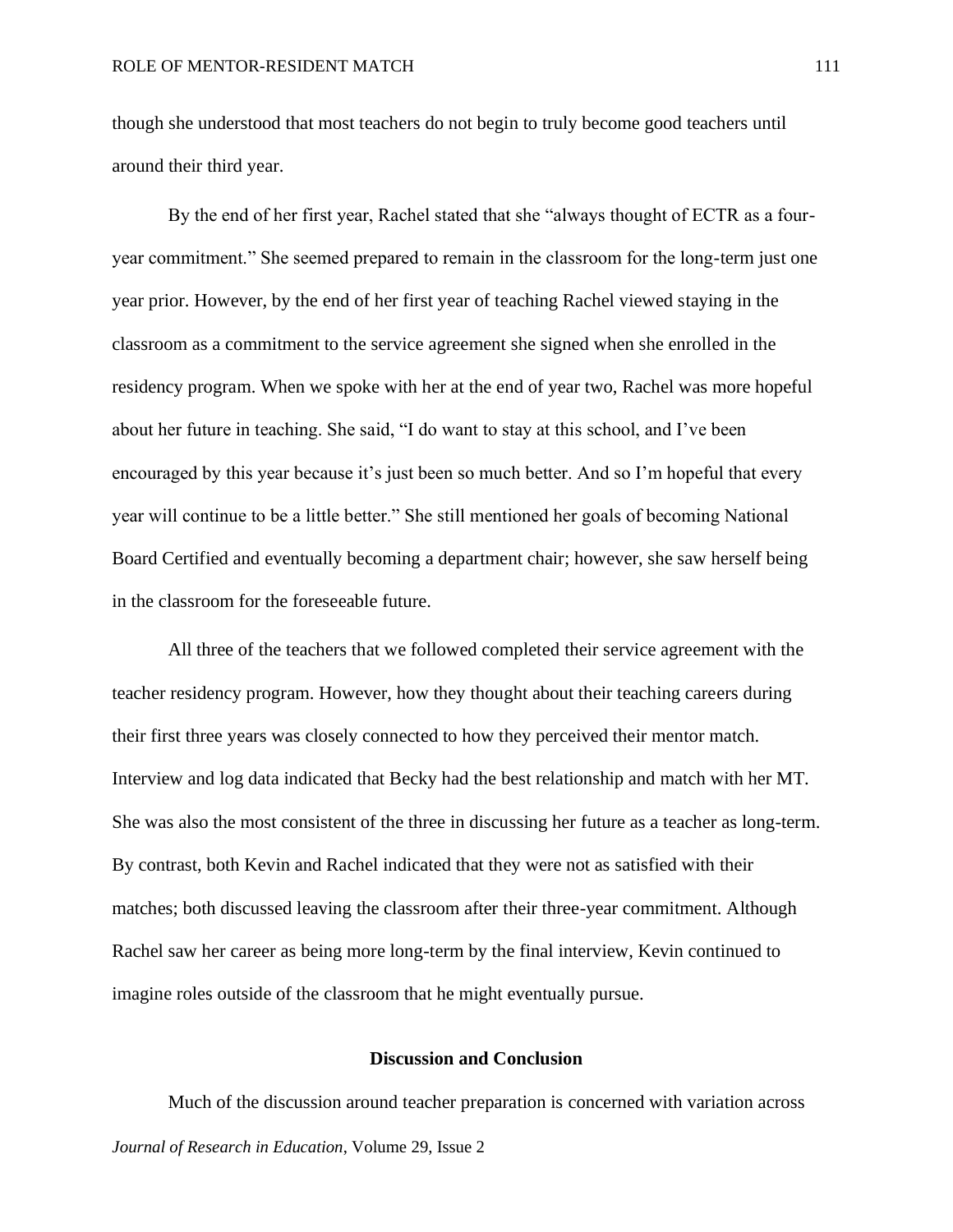though she understood that most teachers do not begin to truly become good teachers until around their third year.

By the end of her first year, Rachel stated that she "always thought of ECTR as a four-year commitment." She seemed prepared to remain in the classroom for the long-term just one year prior. However, by the end of her first year of teaching Rachel viewed staying in the classroom as a commitment to the service agreement she signed when she enrolled in the residency program. When we spoke with her at the end of year two, Rachel was more hopeful about her future in teaching. She said, "I do want to stay at this school, and I've been encouraged by this year because it's just been so much better. And so I'm hopeful that every year will continue to be a little better." She still mentioned her goals of becoming National Board Certified and eventually becoming a department chair; however, she saw herself being in the classroom for the foreseeable future.

All three of the teachers that we followed completed their service agreement with the teacher residency program. However, how they thought about their teaching careers during their first three years was closely connected to how they perceived their mentor match. Interview and log data indicated that Becky had the best relationship and match with her MT. She was also the most consistent of the three in discussing her future as a teacher as long-term. By contrast, both Kevin and Rachel indicated that they were not as satisfied with their matches; both discussed leaving the classroom after their three-year commitment. Although Rachel saw her career as being more long-term by the final interview, Kevin continued to imagine roles outside of the classroom that he might eventually pursue.

## Discussion and Conclusion

Much of the discussion around teacher preparation is concerned with variation across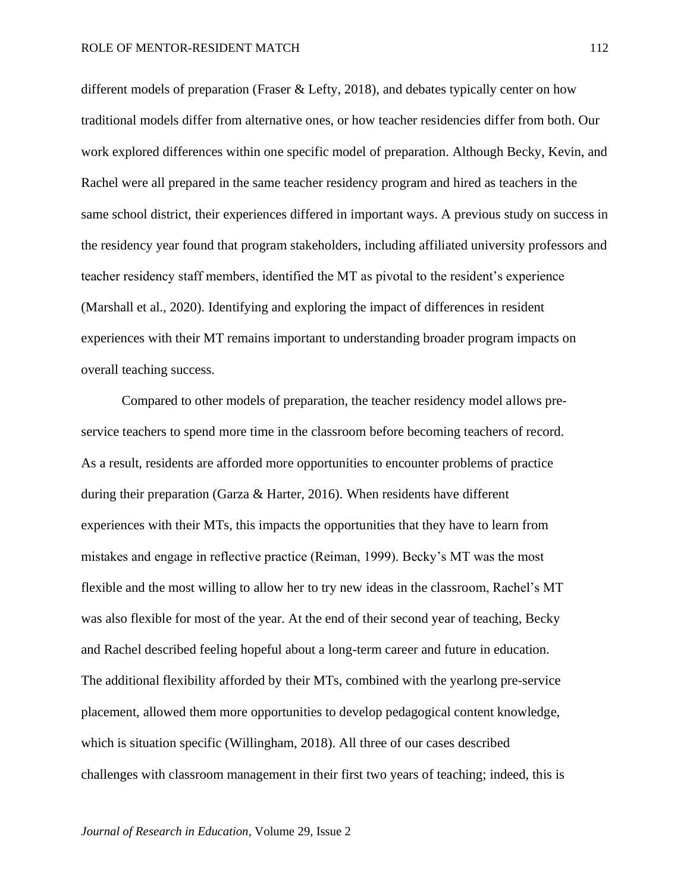different models of preparation (Fraser & Lefty, 2018), and debates typically center on how traditional models differ from alternative ones, or how teacher residencies differ from both. Our work explored differences within one specific model of preparation. Although Becky, Kevin, and Rachel were all prepared in the same teacher residency program and hired as teachers in the same school district, their experiences differed in important ways. A previous study on success in the residency year found that program stakeholders, including affiliated university professors and teacher residency staff members, identified the MT as pivotal to the resident's experience (Marshall et al., 2020). Identifying and exploring the impact of differences in resident experiences with their MT remains important to understanding broader program impacts on overall teaching success.

Compared to other models of preparation, the teacher residency model allows pre-service teachers to spend more time in the classroom before becoming teachers of record. As a result, residents are afforded more opportunities to encounter problems of practice during their preparation (Garza & Harter, 2016). When residents have different experiences with their MTs, this impacts the opportunities that they have to learn from mistakes and engage in reflective practice (Reiman, 1999). Becky's MT was the most flexible and the most willing to allow her to try new ideas in the classroom, Rachel's MT was also flexible for most of the year. At the end of their second year of teaching, Becky and Rachel described feeling hopeful about a long-term career and future in education. The additional flexibility afforded by their MTs, combined with the yearlong pre-service placement, allowed them more opportunities to develop pedagogical content knowledge, which is situation specific (Willingham, 2018). All three of our cases described challenges with classroom management in their first two years of teaching; indeed, this is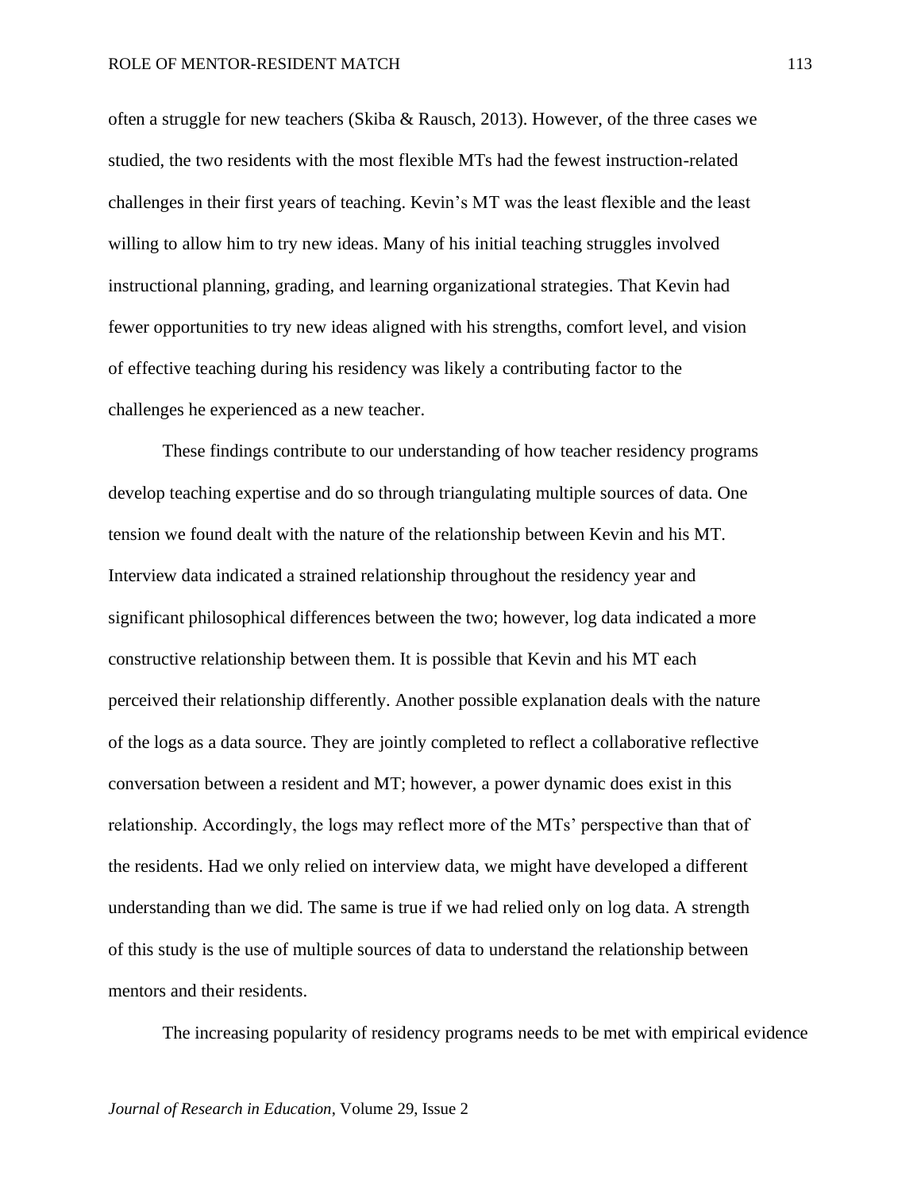often a struggle for new teachers (Skiba & Rausch, 2013). However, of the three cases we studied, the two residents with the most flexible MTs had the fewest instruction-related challenges in their first years of teaching. Kevin's MT was the least flexible and the least willing to allow him to try new ideas. Many of his initial teaching struggles involved instructional planning, grading, and learning organizational strategies. That Kevin had fewer opportunities to try new ideas aligned with his strengths, comfort level, and vision of effective teaching during his residency was likely a contributing factor to the challenges he experienced as a new teacher.

These findings contribute to our understanding of how teacher residency programs develop teaching expertise and do so through triangulating multiple sources of data. One tension we found dealt with the nature of the relationship between Kevin and his MT. Interview data indicated a strained relationship throughout the residency year and significant philosophical differences between the two; however, log data indicated a more constructive relationship between them. It is possible that Kevin and his MT each perceived their relationship differently. Another possible explanation deals with the nature of the logs as a data source. They are jointly completed to reflect a collaborative reflective conversation between a resident and MT; however, a power dynamic does exist in this relationship. Accordingly, the logs may reflect more of the MTs' perspective than that of the residents. Had we only relied on interview data, we might have developed a different understanding than we did. The same is true if we had relied only on log data. A strength of this study is the use of multiple sources of data to understand the relationship between mentors and their residents.

The increasing popularity of residency programs needs to be met with empirical evidence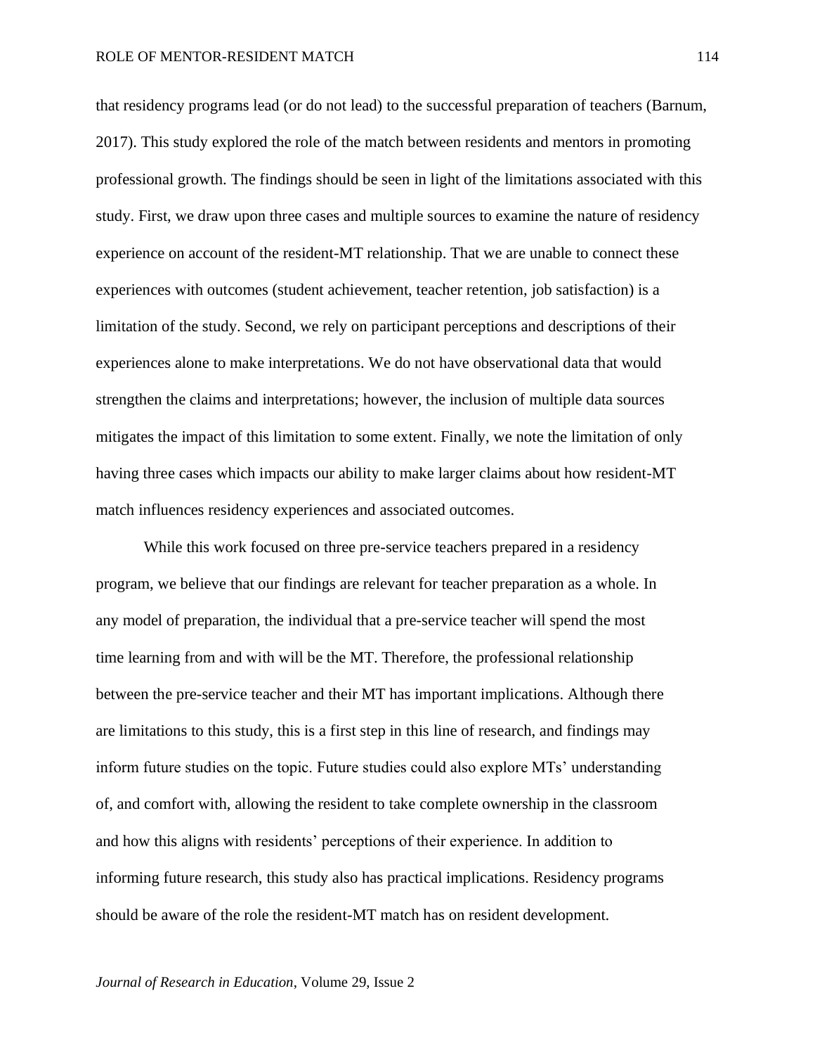that residency programs lead (or do not lead) to the successful preparation of teachers (Barnum, 2017). This study explored the role of the match between residents and mentors in promoting professional growth. The findings should be seen in light of the limitations associated with this study. First, we draw upon three cases and multiple sources to examine the nature of residency experience on account of the resident-MT relationship. That we are unable to connect these experiences with outcomes (student achievement, teacher retention, job satisfaction) is a limitation of the study. Second, we rely on participant perceptions and descriptions of their experiences alone to make interpretations. We do not have observational data that would strengthen the claims and interpretations; however, the inclusion of multiple data sources mitigates the impact of this limitation to some extent. Finally, we note the limitation of only having three cases which impacts our ability to make larger claims about how resident-MT match influences residency experiences and associated outcomes.

While this work focused on three pre-service teachers prepared in a residency program, we believe that our findings are relevant for teacher preparation as a whole. In any model of preparation, the individual that a pre-service teacher will spend the most time learning from and with will be the MT. Therefore, the professional relationship between the pre-service teacher and their MT has important implications. Although there are limitations to this study, this is a first step in this line of research, and findings may inform future studies on the topic. Future studies could also explore MTs' understanding of, and comfort with, allowing the resident to take complete ownership in the classroom and how this aligns with residents' perceptions of their experience. In addition to informing future research, this study also has practical implications. Residency programs should be aware of the role the resident-MT match has on resident development.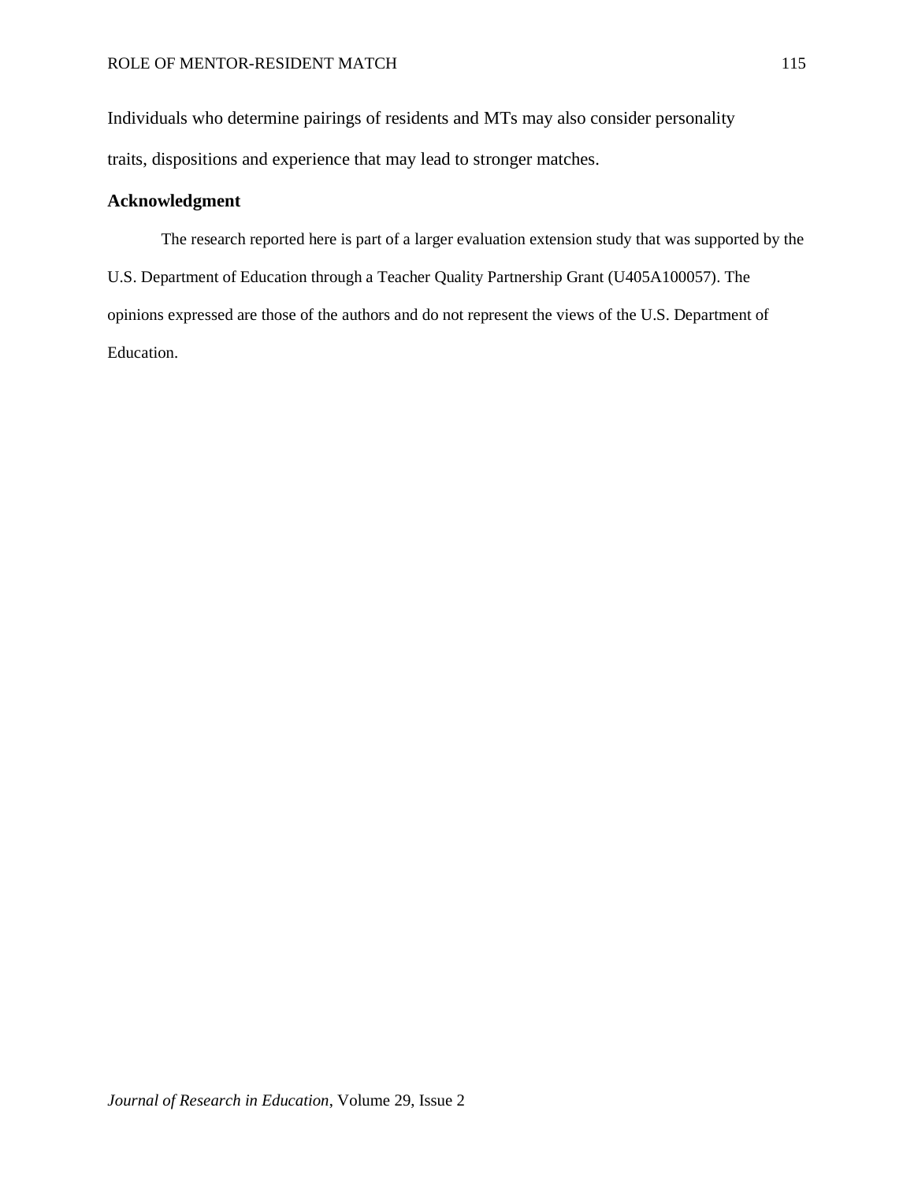Individuals who determine pairings of residents and MTs may also consider personality traits, dispositions and experience that may lead to stronger matches.

## Acknowledgment

The research reported here is part of a larger evaluation extension study that was supported by the U.S. Department of Education through a Teacher Quality Partnership Grant (U405A100057). The opinions expressed are those of the authors and do not represent the views of the U.S. Department of Education.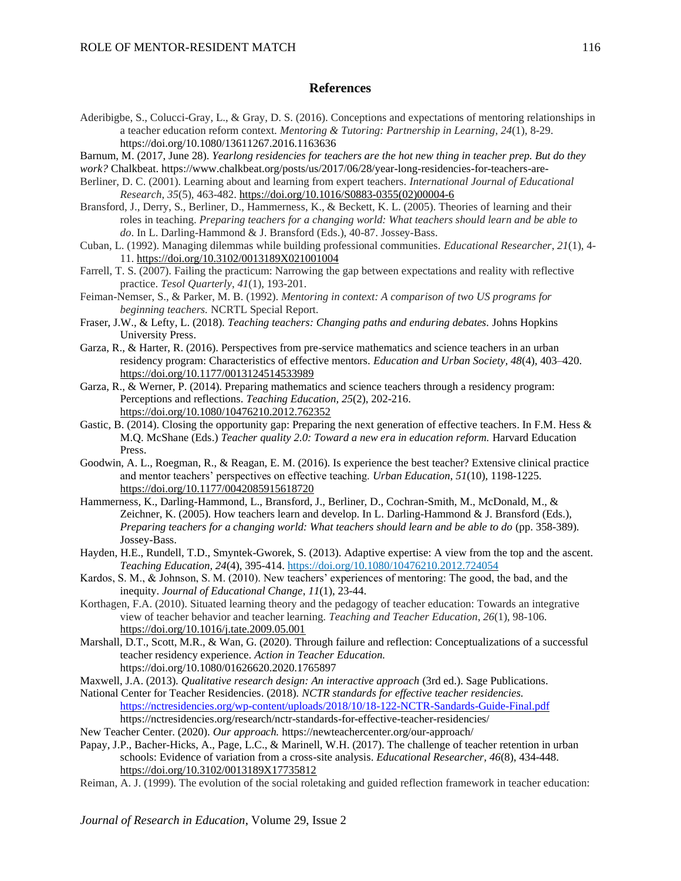## References

Aderibigbe, S., Colucci-Gray, L., & Gray, D. S. (2016). Conceptions and expectations of mentoring relationships in a teacher education reform context. *Mentoring & Tutoring: Partnership in Learning*, *24*(1), 8-29. https://doi.org/10.1080/13611267.2016.1163636

Barnum, M. (2017, June 28). *Yearlong residencies for teachers are the hot new thing in teacher prep. But do they work?* Chalkbeat. https://www.chalkbeat.org/posts/us/2017/06/28/year-long-residencies-for-teachers-are-

Berliner, D. C. (2001). Learning about and learning from expert teachers. *International Journal of Educational Research*, *35*(5), 463-482. https://doi.org/10.1016/S0883-0355(02)00004-6

Bransford, J., Derry, S., Berliner, D., Hammerness, K., & Beckett, K. L. (2005). Theories of learning and their roles in teaching. *Preparing teachers for a changing world: What teachers should learn and be able to do*. In L. Darling-Hammond & J. Bransford (Eds.), 40-87. Jossey-Bass.

Cuban, L. (1992). Managing dilemmas while building professional communities. *Educational Researcher*, *21*(1), 4-11. https://doi.org/10.3102/0013189X021001004

Farrell, T. S. (2007). Failing the practicum: Narrowing the gap between expectations and reality with reflective practice. *Tesol Quarterly*, *41*(1), 193-201.

Feiman-Nemser, S., & Parker, M. B. (1992). *Mentoring in context: A comparison of two US programs for beginning teachers.* NCRTL Special Report.

Fraser, J.W., & Lefty, L. (2018). *Teaching teachers: Changing paths and enduring debates.* Johns Hopkins University Press.

Garza, R., & Harter, R. (2016). Perspectives from pre-service mathematics and science teachers in an urban residency program: Characteristics of effective mentors. *Education and Urban Society, 48*(4), 403–420. https://doi.org/10.1177/0013124514533989

Garza, R., & Werner, P. (2014). Preparing mathematics and science teachers through a residency program: Perceptions and reflections. *Teaching Education*, *25*(2), 202-216. https://doi.org/10.1080/10476210.2012.762352

Gastic, B. (2014). Closing the opportunity gap: Preparing the next generation of effective teachers. In F.M. Hess & M.Q. McShane (Eds.) *Teacher quality 2.0: Toward a new era in education reform.* Harvard Education Press.

Goodwin, A. L., Roegman, R., & Reagan, E. M. (2016). Is experience the best teacher? Extensive clinical practice and mentor teachers' perspectives on effective teaching. *Urban Education*, *51*(10), 1198-1225. https://doi.org/10.1177/0042085915618720

Hammerness, K., Darling-Hammond, L., Bransford, J., Berliner, D., Cochran-Smith, M., McDonald, M., & Zeichner, K. (2005). How teachers learn and develop. In L. Darling-Hammond & J. Bransford (Eds.), *Preparing teachers for a changing world: What teachers should learn and be able to do* (pp. 358-389). Jossey-Bass.

Hayden, H.E., Rundell, T.D., Smyntek-Gworek, S. (2013). Adaptive expertise: A view from the top and the ascent. *Teaching Education, 24*(4), 395-414. https://doi.org/10.1080/10476210.2012.724054

Kardos, S. M., & Johnson, S. M. (2010). New teachers' experiences of mentoring: The good, the bad, and the inequity. *Journal of Educational Change*, *11*(1), 23-44.

Korthagen, F.A. (2010). Situated learning theory and the pedagogy of teacher education: Towards an integrative view of teacher behavior and teacher learning. *Teaching and Teacher Education*, *26*(1), 98-106. https://doi.org/10.1016/j.tate.2009.05.001

Marshall, D.T., Scott, M.R., & Wan, G. (2020). Through failure and reflection: Conceptualizations of a successful teacher residency experience. *Action in Teacher Education.* https://doi.org/10.1080/01626620.2020.1765897

Maxwell, J.A. (2013). *Qualitative research design: An interactive approach* (3rd ed.). Sage Publications.

National Center for Teacher Residencies. (2018). *NCTR standards for effective teacher residencies.* https://nctresidencies.org/wp-content/uploads/2018/10/18-122-NCTR-Sandards-Guide-Final.pdf https://nctresidencies.org/research/nctr-standards-for-effective-teacher-residencies/

New Teacher Center. (2020). *Our approach.* https://newteachercenter.org/our-approach/

Papay, J.P., Bacher-Hicks, A., Page, L.C., & Marinell, W.H. (2017). The challenge of teacher retention in urban schools: Evidence of variation from a cross-site analysis. *Educational Researcher, 46*(8), 434-448. https://doi.org/10.3102/0013189X17735812

Reiman, A. J. (1999). The evolution of the social roletaking and guided reflection framework in teacher education: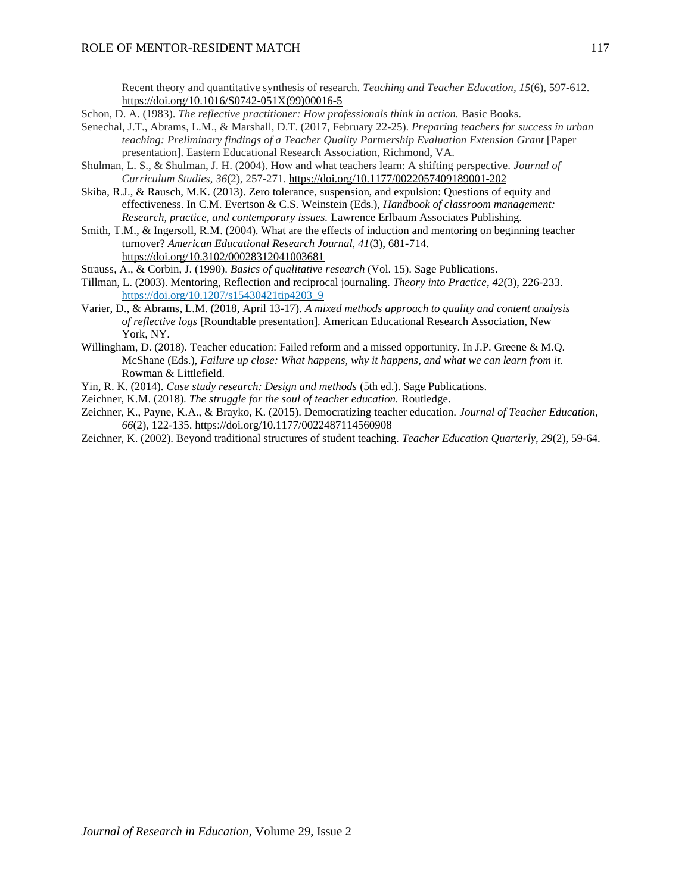Recent theory and quantitative synthesis of research. *Teaching and Teacher Education*, *15*(6), 597-612. https://doi.org/10.1016/S0742-051X(99)00016-5

Schon, D. A. (1983). *The reflective practitioner: How professionals think in action.* Basic Books.

Senechal, J.T., Abrams, L.M., & Marshall, D.T. (2017, February 22-25). *Preparing teachers for success in urban teaching: Preliminary findings of a Teacher Quality Partnership Evaluation Extension Grant* [Paper presentation]. Eastern Educational Research Association, Richmond, VA.

Shulman, L. S., & Shulman, J. H. (2004). How and what teachers learn: A shifting perspective. *Journal of Curriculum Studies*, *36*(2), 257-271. https://doi.org/10.1177/0022057409189001-202

Skiba, R.J., & Rausch, M.K. (2013). Zero tolerance, suspension, and expulsion: Questions of equity and effectiveness. In C.M. Evertson & C.S. Weinstein (Eds.), *Handbook of classroom management: Research, practice, and contemporary issues.* Lawrence Erlbaum Associates Publishing.

Smith, T.M., & Ingersoll, R.M. (2004). What are the effects of induction and mentoring on beginning teacher turnover? *American Educational Research Journal*, *41*(3), 681-714. https://doi.org/10.3102/00028312041003681

Strauss, A., & Corbin, J. (1990). *Basics of qualitative research* (Vol. 15). Sage Publications.

Tillman, L. (2003). Mentoring, Reflection and reciprocal journaling. *Theory into Practice*, *42*(3), 226-233. https://doi.org/10.1207/s15430421tip4203_9

Varier, D., & Abrams, L.M. (2018, April 13-17). *A mixed methods approach to quality and content analysis of reflective logs* [Roundtable presentation]. American Educational Research Association, New York, NY.

Willingham, D. (2018). Teacher education: Failed reform and a missed opportunity. In J.P. Greene & M.Q. McShane (Eds.), *Failure up close: What happens, why it happens, and what we can learn from it.* Rowman & Littlefield.

Yin, R. K. (2014). *Case study research: Design and methods* (5th ed.). Sage Publications.

Zeichner, K.M. (2018). *The struggle for the soul of teacher education.* Routledge.

Zeichner, K., Payne, K.A., & Brayko, K. (2015). Democratizing teacher education. *Journal of Teacher Education*, *66*(2), 122-135. https://doi.org/10.1177/0022487114560908

Zeichner, K. (2002). Beyond traditional structures of student teaching. *Teacher Education Quarterly*, *29*(2), 59-64.